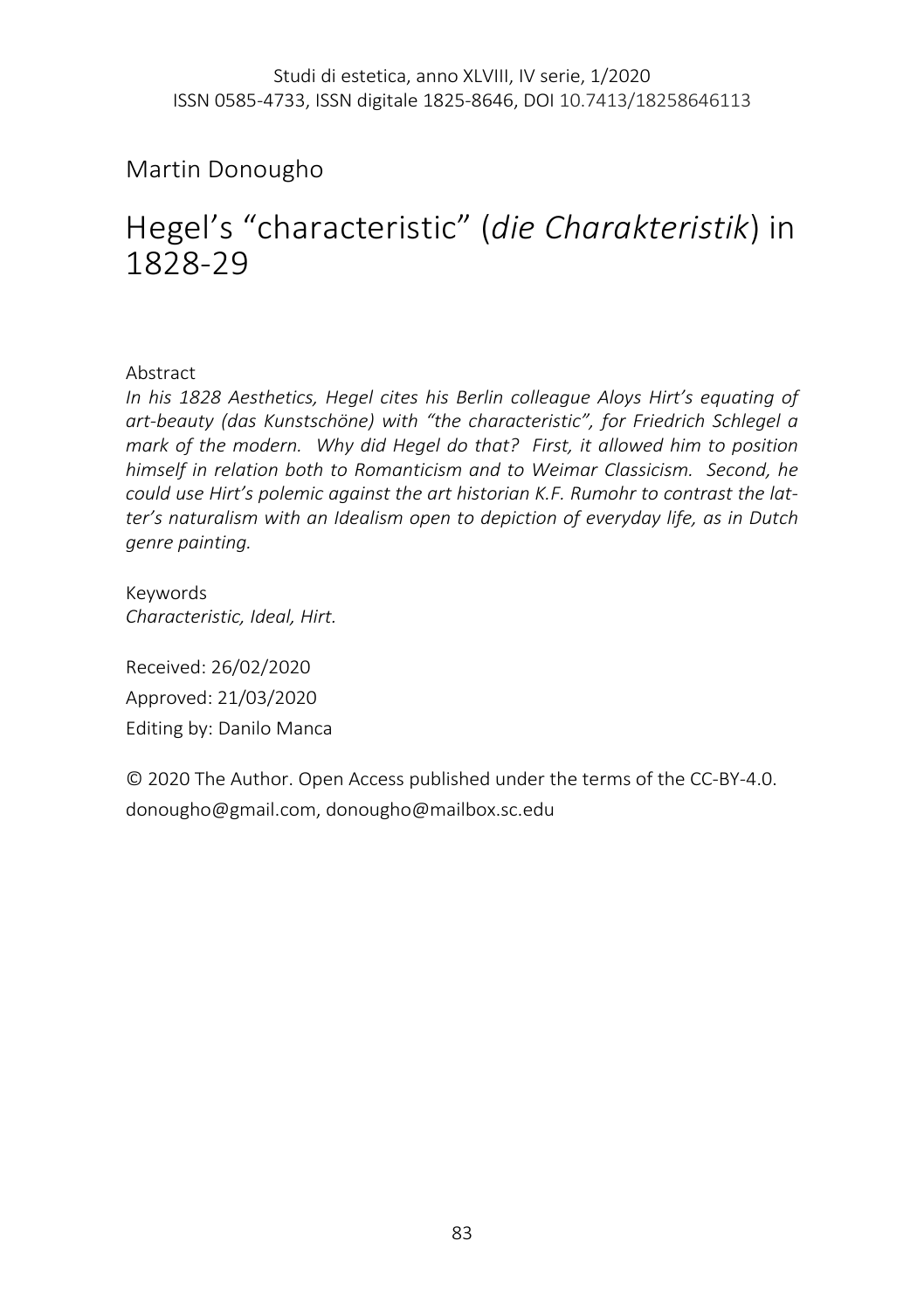Martin Donougho

# Hegel's "characteristic" (*die Charakteristik*) in 1828-29

Abstract

*In his 1828 Aesthetics, Hegel cites his Berlin colleague Aloys Hirt's equating of art-beauty (das Kunstschöne) with "the characteristic", for Friedrich Schlegel a mark of the modern. Why did Hegel do that? First, it allowed him to position himself in relation both to Romanticism and to Weimar Classicism. Second, he could use Hirt's polemic against the art historian K.F. Rumohr to contrast the latter's naturalism with an Idealism open to depiction of everyday life, as in Dutch genre painting.*

Keywords

*Characteristic, Ideal, Hirt.*

Received: 26/02/2020

Approved: 21/03/2020

Editing by: Danilo Manca

© 2020 The Author. Open Access published under the terms of the CC-BY-4.0.

donougho@gmail.com, donougho@mailbox.sc.edu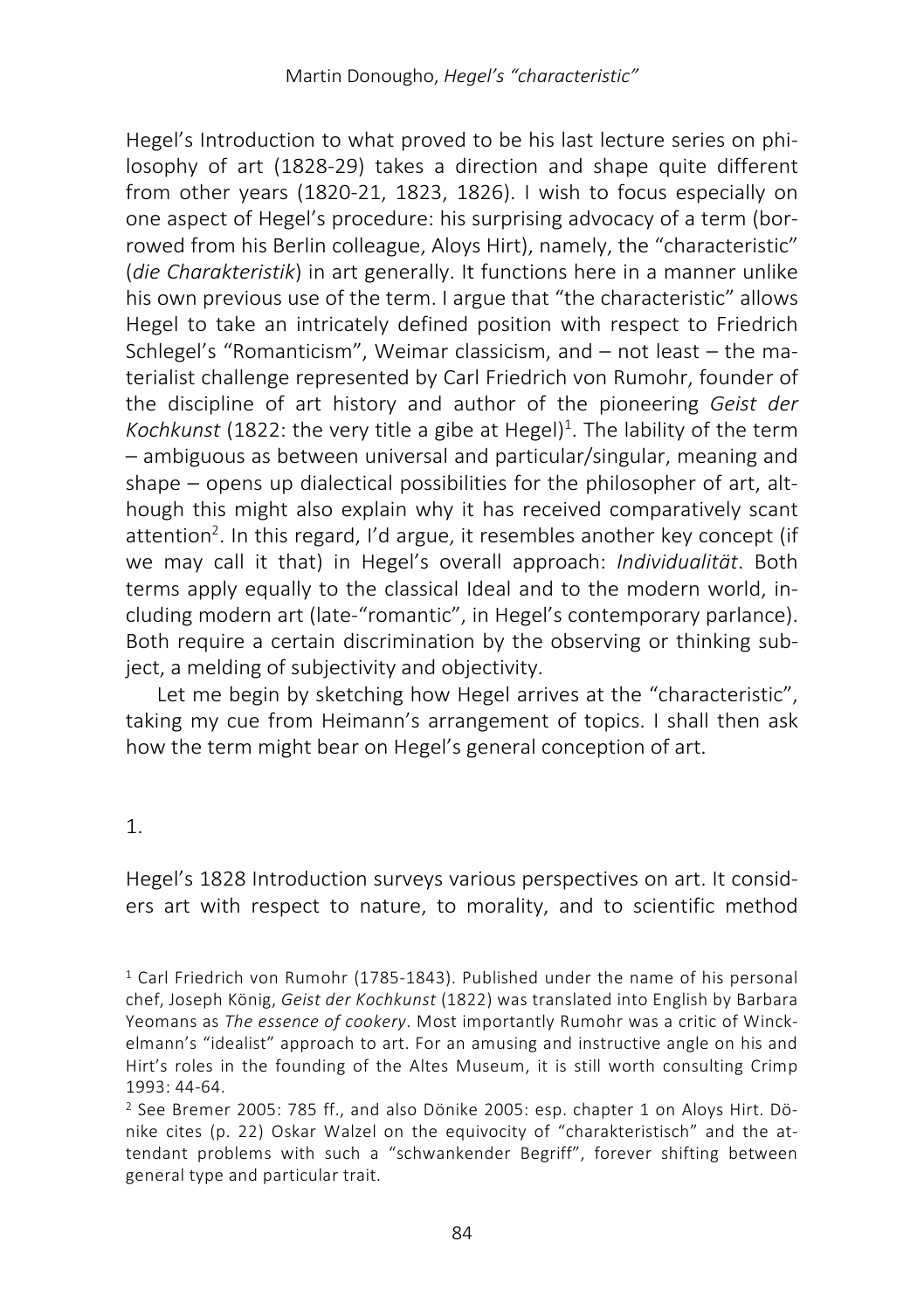Hegel's Introduction to what proved to be his last lecture series on philosophy of art (1828-29) takes a direction and shape quite different from other years (1820-21, 1823, 1826). I wish to focus especially on one aspect of Hegel's procedure: his surprising advocacy of a term (borrowed from his Berlin colleague, Aloys Hirt), namely, the "characteristic" (*die Charakteristik*) in art generally. It functions here in a manner unlike his own previous use of the term. I argue that "the characteristic" allows Hegel to take an intricately defined position with respect to Friedrich Schlegel's "Romanticism", Weimar classicism, and – not least – the materialist challenge represented by Carl Friedrich von Rumohr, founder of the discipline of art history and author of the pioneering *Geist der Kochkunst* (1822: the very title a gibe at Hegel)[1]. The lability of the term – ambiguous as between universal and particular/singular, meaning and shape – opens up dialectical possibilities for the philosopher of art, although this might also explain why it has received comparatively scant attention[2]. In this regard, I'd argue, it resembles another key concept (if we may call it that) in Hegel's overall approach: *Individualität*. Both terms apply equally to the classical Ideal and to the modern world, including modern art (late-"romantic", in Hegel's contemporary parlance). Both require a certain discrimination by the observing or thinking subject, a melding of subjectivity and objectivity.

Let me begin by sketching how Hegel arrives at the "characteristic", taking my cue from Heimann's arrangement of topics. I shall then ask how the term might bear on Hegel's general conception of art.

## 1.

Hegel's 1828 Introduction surveys various perspectives on art. It considers art with respect to nature, to morality, and to scientific method

[1] Carl Friedrich von Rumohr (1785-1843). Published under the name of his personal chef, Joseph König, *Geist der Kochkunst* (1822) was translated into English by Barbara Yeomans as *The essence of cookery*. Most importantly Rumohr was a critic of Winckelmann's "idealist" approach to art. For an amusing and instructive angle on his and Hirt's roles in the founding of the Altes Museum, it is still worth consulting Crimp 1993: 44-64.

[2] See Bremer 2005: 785 ff., and also Dönike 2005: esp. chapter 1 on Aloys Hirt. Dönike cites (p. 22) Oskar Walzel on the equivocity of "charakteristisch" and the attendant problems with such a "schwankender Begriff", forever shifting between general type and particular trait.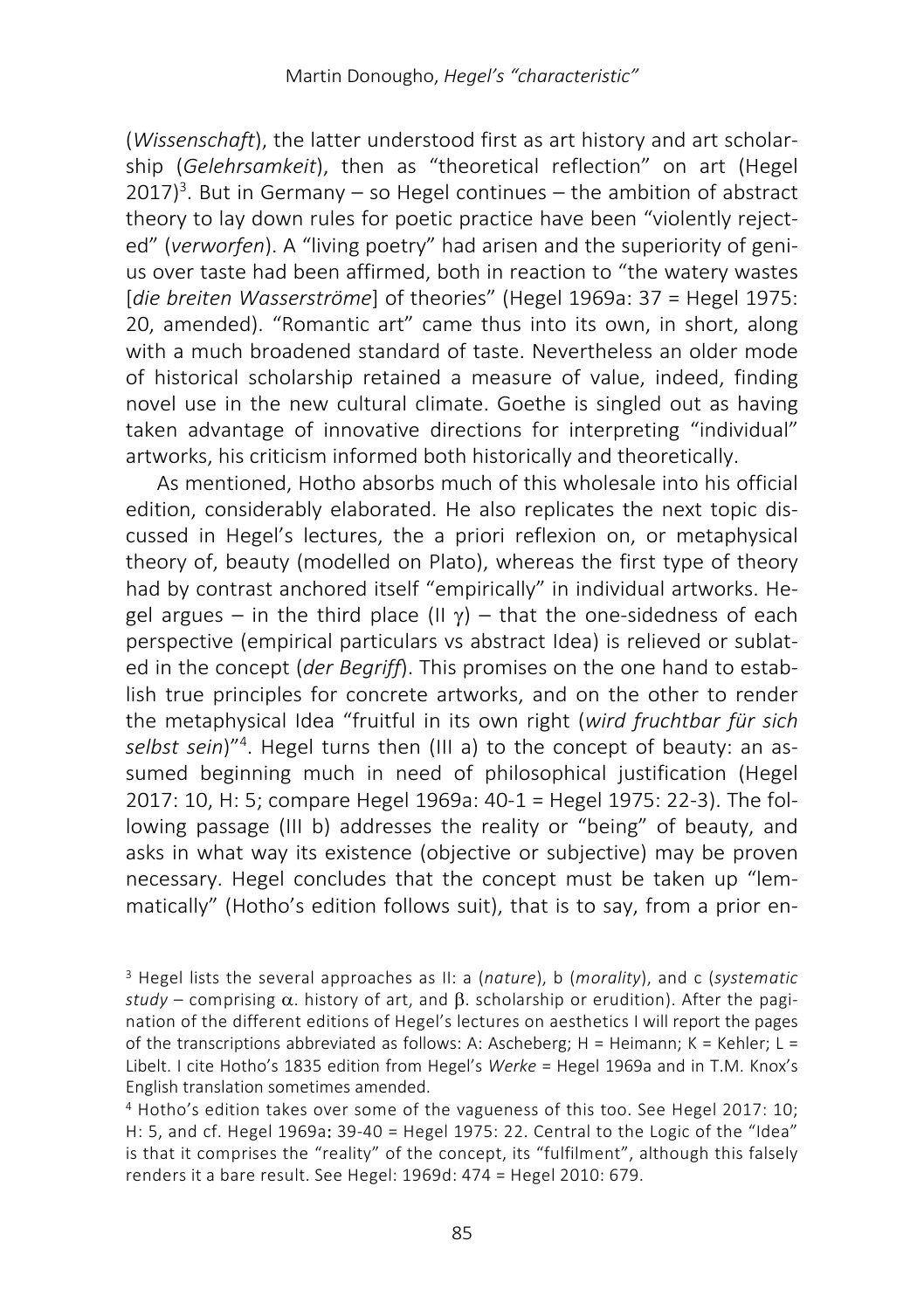(*Wissenschaft*), the latter understood first as art history and art scholarship (*Gelehrsamkeit*), then as "theoretical reflection" on art (Hegel 2017)[3]. But in Germany – so Hegel continues – the ambition of abstract theory to lay down rules for poetic practice have been "violently rejected" (*verworfen*). A "living poetry" had arisen and the superiority of genius over taste had been affirmed, both in reaction to "the watery wastes [*die breiten Wasserströme*] of theories" (Hegel 1969a: 37 = Hegel 1975: 20, amended). "Romantic art" came thus into its own, in short, along with a much broadened standard of taste. Nevertheless an older mode of historical scholarship retained a measure of value, indeed, finding novel use in the new cultural climate. Goethe is singled out as having taken advantage of innovative directions for interpreting "individual" artworks, his criticism informed both historically and theoretically.

As mentioned, Hotho absorbs much of this wholesale into his official edition, considerably elaborated. He also replicates the next topic discussed in Hegel's lectures, the a priori reflexion on, or metaphysical theory of, beauty (modelled on Plato), whereas the first type of theory had by contrast anchored itself "empirically" in individual artworks. Hegel argues – in the third place (II $\gamma$) – that the one-sidedness of each perspective (empirical particulars vs abstract Idea) is relieved or sublated in the concept (*der Begriff*). This promises on the one hand to establish true principles for concrete artworks, and on the other to render the metaphysical Idea "fruitful in its own right (*wird fruchtbar für sich selbst sein*)"[4]. Hegel turns then (III a) to the concept of beauty: an assumed beginning much in need of philosophical justification (Hegel 2017: 10, H: 5; compare Hegel 1969a: 40-1 = Hegel 1975: 22-3). The following passage (III b) addresses the reality or "being" of beauty, and asks in what way its existence (objective or subjective) may be proven necessary. Hegel concludes that the concept must be taken up "lemmatically" (Hotho's edition follows suit), that is to say, from a prior en-

[3] Hegel lists the several approaches as II: a (*nature*), b (*morality*), and c (*systematic study* – comprising $\alpha$. history of art, and $\beta$. scholarship or erudition). After the pagination of the different editions of Hegel's lectures on aesthetics I will report the pages of the transcriptions abbreviated as follows: A: Ascheberg; H = Heimann; K = Kehler; L = Libelt. I cite Hotho's 1835 edition from Hegel's *Werke* = Hegel 1969a and in T.M. Knox's English translation sometimes amended.

[4] Hotho's edition takes over some of the vagueness of this too. See Hegel 2017: 10; H: 5, and cf. Hegel 1969a: 39-40 = Hegel 1975: 22. Central to the Logic of the "Idea" is that it comprises the "reality" of the concept, its "fulfilment", although this falsely renders it a bare result. See Hegel: 1969d: 474 = Hegel 2010: 679.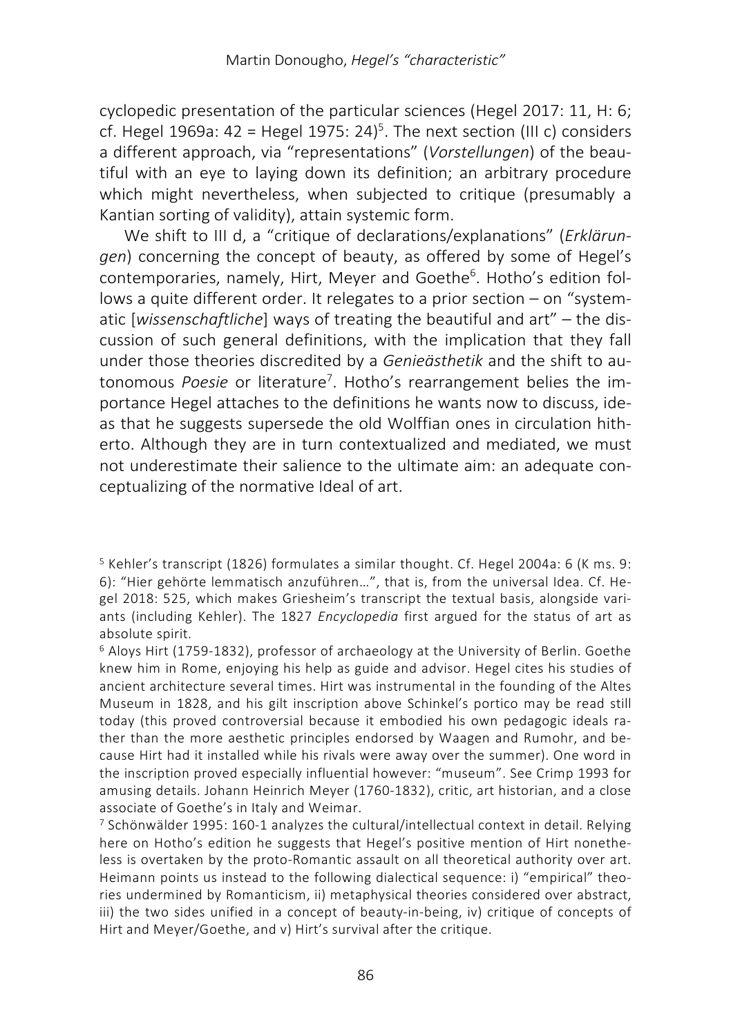cyclopedic presentation of the particular sciences (Hegel 2017: 11, H: 6; cf. Hegel 1969a: 42 = Hegel 1975: 24)[5]. The next section (III c) considers a different approach, via "representations" (*Vorstellungen*) of the beautiful with an eye to laying down its definition; an arbitrary procedure which might nevertheless, when subjected to critique (presumably a Kantian sorting of validity), attain systemic form.

We shift to III d, a "critique of declarations/explanations" (*Erklärungen*) concerning the concept of beauty, as offered by some of Hegel's contemporaries, namely, Hirt, Meyer and Goethe[6]. Hotho's edition follows a quite different order. It relegates to a prior section – on "systematic [*wissenschaftliche*] ways of treating the beautiful and art" – the discussion of such general definitions, with the implication that they fall under those theories discredited by a *Genieästhetik* and the shift to autonomous *Poesie* or literature[7]. Hotho's rearrangement belies the importance Hegel attaches to the definitions he wants now to discuss, ideas that he suggests supersede the old Wolffian ones in circulation hitherto. Although they are in turn contextualized and mediated, we must not underestimate their salience to the ultimate aim: an adequate conceptualizing of the normative Ideal of art.

---

[5] Kehler's transcript (1826) formulates a similar thought. Cf. Hegel 2004a: 6 (K ms. 9: 6): "Hier gehörte lemmatisch anzuführen…", that is, from the universal Idea. Cf. Hegel 2018: 525, which makes Griesheim's transcript the textual basis, alongside variants (including Kehler). The 1827 *Encyclopedia* first argued for the status of art as absolute spirit.

[6] Aloys Hirt (1759-1832), professor of archaeology at the University of Berlin. Goethe knew him in Rome, enjoying his help as guide and advisor. Hegel cites his studies of ancient architecture several times. Hirt was instrumental in the founding of the Altes Museum in 1828, and his gilt inscription above Schinkel's portico may be read still today (this proved controversial because it embodied his own pedagogic ideals rather than the more aesthetic principles endorsed by Waagen and Rumohr, and because Hirt had it installed while his rivals were away over the summer). One word in the inscription proved especially influential however: "museum". See Crimp 1993 for amusing details. Johann Heinrich Meyer (1760-1832), critic, art historian, and a close associate of Goethe's in Italy and Weimar.

[7] Schönwälder 1995: 160-1 analyzes the cultural/intellectual context in detail. Relying here on Hotho's edition he suggests that Hegel's positive mention of Hirt nonetheless is overtaken by the proto-Romantic assault on all theoretical authority over art. Heimann points us instead to the following dialectical sequence: i) "empirical" theories undermined by Romanticism, ii) metaphysical theories considered over abstract, iii) the two sides unified in a concept of beauty-in-being, iv) critique of concepts of Hirt and Meyer/Goethe, and v) Hirt's survival after the critique.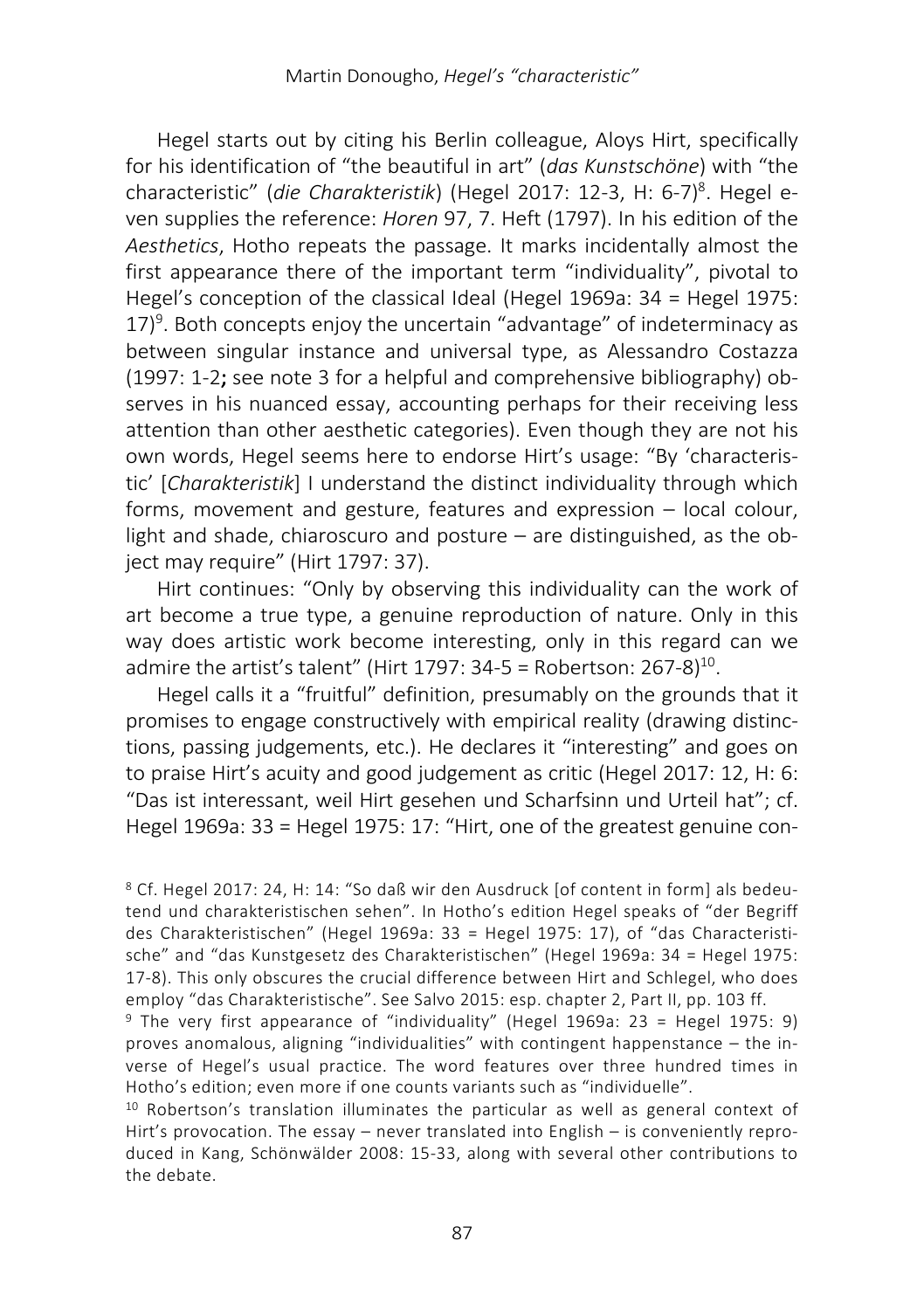Hegel starts out by citing his Berlin colleague, Aloys Hirt, specifically for his identification of "the beautiful in art" (*das Kunstschöne*) with "the characteristic" (*die Charakteristik*) (Hegel 2017: 12-3, H: 6-7)[8]. Hegel even supplies the reference: *Horen* 97, 7. Heft (1797). In his edition of the *Aesthetics*, Hotho repeats the passage. It marks incidentally almost the first appearance there of the important term "individuality", pivotal to Hegel's conception of the classical Ideal (Hegel 1969a: 34 = Hegel 1975: 17)[9]. Both concepts enjoy the uncertain "advantage" of indeterminacy as between singular instance and universal type, as Alessandro Costazza (1997: 1-2**;** see note 3 for a helpful and comprehensive bibliography) observes in his nuanced essay, accounting perhaps for their receiving less attention than other aesthetic categories). Even though they are not his own words, Hegel seems here to endorse Hirt's usage: "By 'characteristic' [*Charakteristik*] I understand the distinct individuality through which forms, movement and gesture, features and expression – local colour, light and shade, chiaroscuro and posture – are distinguished, as the object may require" (Hirt 1797: 37).

Hirt continues: "Only by observing this individuality can the work of art become a true type, a genuine reproduction of nature. Only in this way does artistic work become interesting, only in this regard can we admire the artist's talent" (Hirt 1797: 34-5 = Robertson: 267-8)[10].

Hegel calls it a "fruitful" definition, presumably on the grounds that it promises to engage constructively with empirical reality (drawing distinctions, passing judgements, etc.). He declares it "interesting" and goes on to praise Hirt's acuity and good judgement as critic (Hegel 2017: 12, H: 6: "Das ist interessant, weil Hirt gesehen und Scharfsinn und Urteil hat"; cf. Hegel 1969a: 33 = Hegel 1975: 17: "Hirt, one of the greatest genuine con-

---

[8] Cf. Hegel 2017: 24, H: 14: "So daß wir den Ausdruck [of content in form] als bedeutend und charakteristischen sehen". In Hotho's edition Hegel speaks of "der Begriff des Charakteristischen" (Hegel 1969a: 33 = Hegel 1975: 17), of "das Characteristische" and "das Kunstgesetz des Charakteristischen" (Hegel 1969a: 34 = Hegel 1975: 17-8). This only obscures the crucial difference between Hirt and Schlegel, who does employ "das Charakteristische". See Salvo 2015: esp. chapter 2, Part II, pp. 103 ff.

[9] The very first appearance of "individuality" (Hegel 1969a: 23 = Hegel 1975: 9) proves anomalous, aligning "individualities" with contingent happenstance – the inverse of Hegel's usual practice. The word features over three hundred times in Hotho's edition; even more if one counts variants such as "individuelle".

[10] Robertson's translation illuminates the particular as well as general context of Hirt's provocation. The essay – never translated into English – is conveniently reproduced in Kang, Schönwälder 2008: 15-33, along with several other contributions to the debate.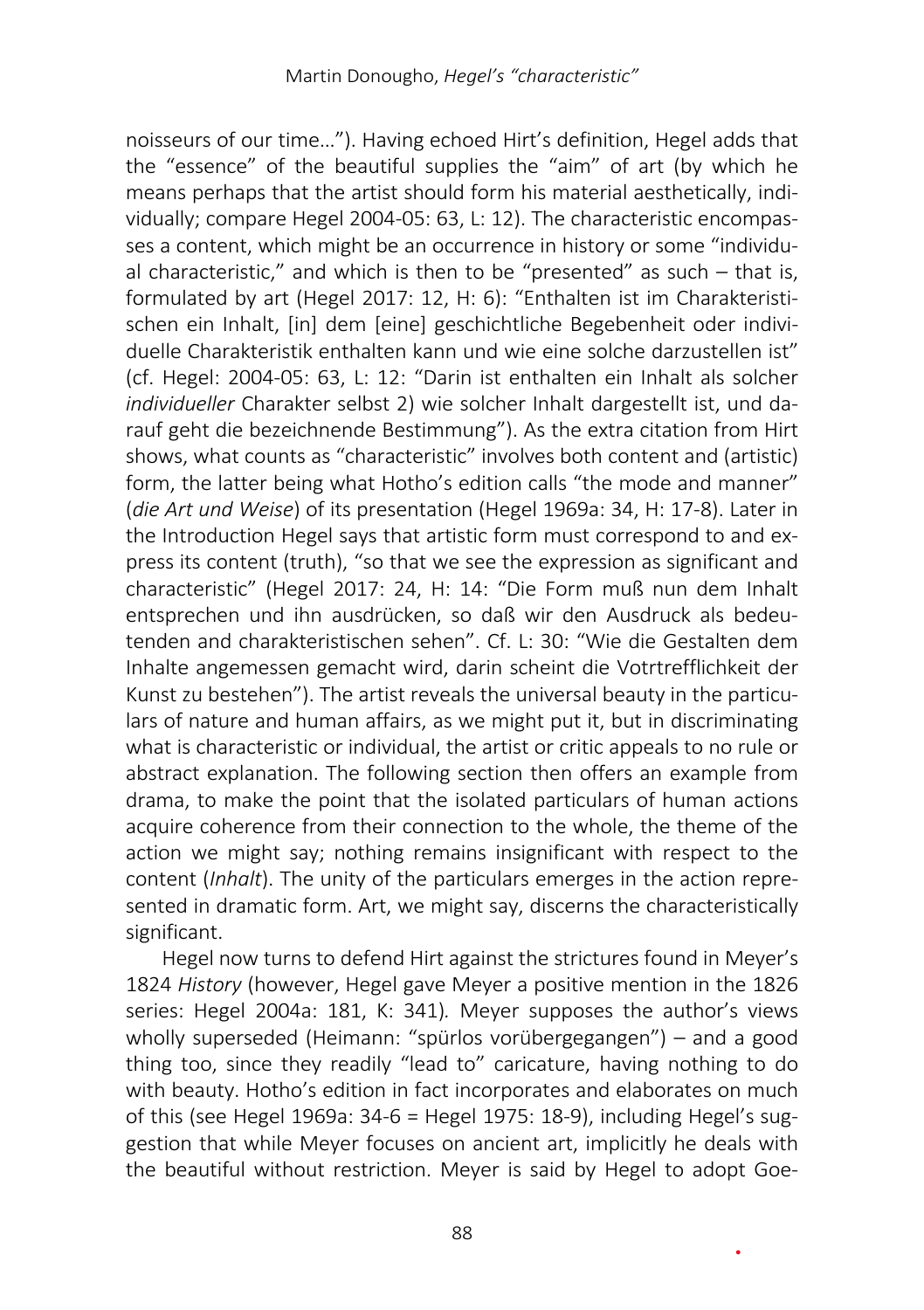noisseurs of our time…"). Having echoed Hirt's definition, Hegel adds that the "essence" of the beautiful supplies the "aim" of art (by which he means perhaps that the artist should form his material aesthetically, individually; compare Hegel 2004-05: 63, L: 12). The characteristic encompasses a content, which might be an occurrence in history or some "individual characteristic," and which is then to be "presented" as such – that is, formulated by art (Hegel 2017: 12, H: 6): "Enthalten ist im Charakteristischen ein Inhalt, [in] dem [eine] geschichtliche Begebenheit oder individuelle Charakteristik enthalten kann und wie eine solche darzustellen ist" (cf. Hegel: 2004-05: 63, L: 12: "Darin ist enthalten ein Inhalt als solcher *individueller* Charakter selbst 2) wie solcher Inhalt dargestellt ist, und darauf geht die bezeichnende Bestimmung"). As the extra citation from Hirt shows, what counts as "characteristic" involves both content and (artistic) form, the latter being what Hotho's edition calls "the mode and manner" (*die Art und Weise*) of its presentation (Hegel 1969a: 34, H: 17-8). Later in the Introduction Hegel says that artistic form must correspond to and express its content (truth), "so that we see the expression as significant and characteristic" (Hegel 2017: 24, H: 14: "Die Form muß nun dem Inhalt entsprechen und ihn ausdrücken, so daß wir den Ausdruck als bedeutenden and charakteristischen sehen". Cf. L: 30: "Wie die Gestalten dem Inhalte angemessen gemacht wird, darin scheint die Votrtrefflichkeit der Kunst zu bestehen"). The artist reveals the universal beauty in the particulars of nature and human affairs, as we might put it, but in discriminating what is characteristic or individual, the artist or critic appeals to no rule or abstract explanation. The following section then offers an example from drama, to make the point that the isolated particulars of human actions acquire coherence from their connection to the whole, the theme of the action we might say; nothing remains insignificant with respect to the content (*Inhalt*). The unity of the particulars emerges in the action represented in dramatic form. Art, we might say, discerns the characteristically significant.

Hegel now turns to defend Hirt against the strictures found in Meyer's 1824 *History* (however, Hegel gave Meyer a positive mention in the 1826 series: Hegel 2004a: 181, K: 341). Meyer supposes the author's views wholly superseded (Heimann: "spürlos vorübergegangen") – and a good thing too, since they readily "lead to" caricature, having nothing to do with beauty. Hotho's edition in fact incorporates and elaborates on much of this (see Hegel 1969a: 34-6 = Hegel 1975: 18-9), including Hegel's suggestion that while Meyer focuses on ancient art, implicitly he deals with the beautiful without restriction. Meyer is said by Hegel to adopt Goe-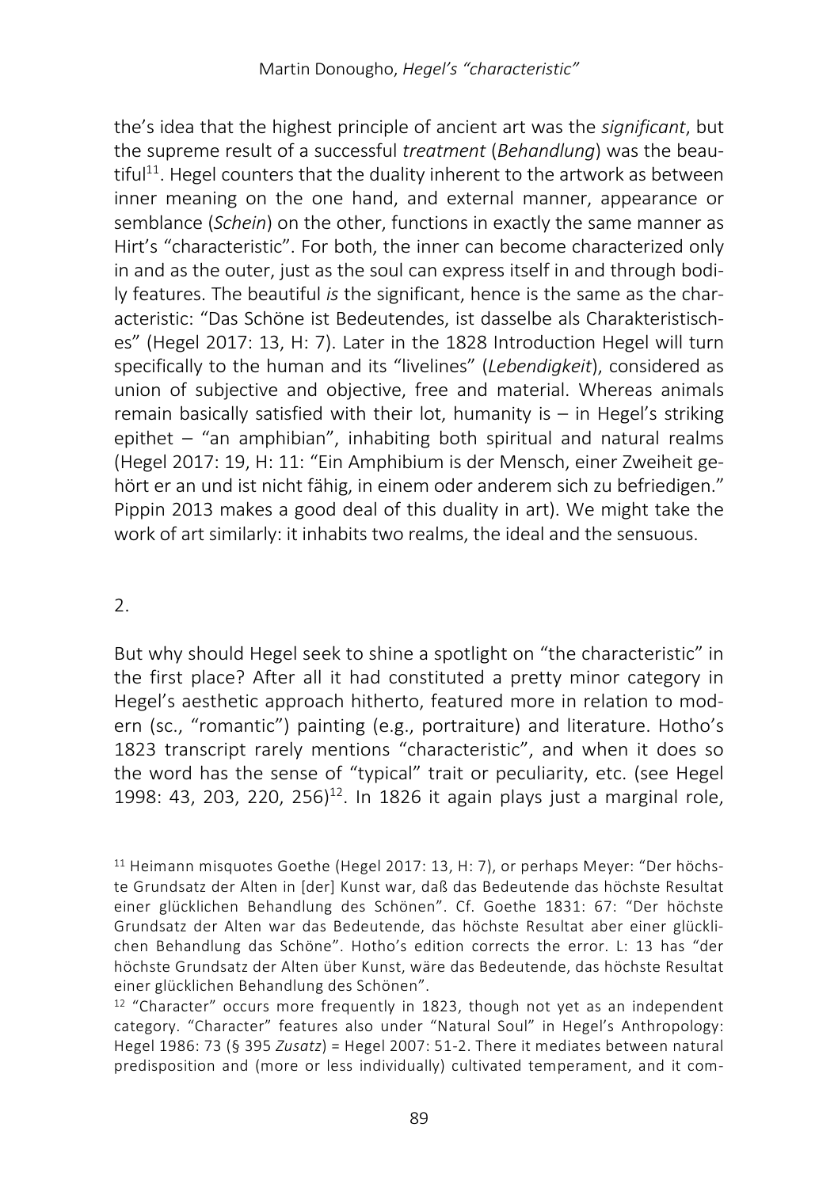the's idea that the highest principle of ancient art was the *significant*, but the supreme result of a successful *treatment* (*Behandlung*) was the beautiful[11]. Hegel counters that the duality inherent to the artwork as between inner meaning on the one hand, and external manner, appearance or semblance (*Schein*) on the other, functions in exactly the same manner as Hirt's "characteristic". For both, the inner can become characterized only in and as the outer, just as the soul can express itself in and through bodily features. The beautiful *is* the significant, hence is the same as the characteristic: "Das Schöne ist Bedeutendes, ist dasselbe als Charakteristisches" (Hegel 2017: 13, H: 7). Later in the 1828 Introduction Hegel will turn specifically to the human and its "livelines" (*Lebendigkeit*), considered as union of subjective and objective, free and material. Whereas animals remain basically satisfied with their lot, humanity is – in Hegel's striking epithet – "an amphibian", inhabiting both spiritual and natural realms (Hegel 2017: 19, H: 11: "Ein Amphibium is der Mensch, einer Zweiheit gehört er an und ist nicht fähig, in einem oder anderem sich zu befriedigen." Pippin 2013 makes a good deal of this duality in art). We might take the work of art similarly: it inhabits two realms, the ideal and the sensuous.

## 2.

But why should Hegel seek to shine a spotlight on "the characteristic" in the first place? After all it had constituted a pretty minor category in Hegel's aesthetic approach hitherto, featured more in relation to modern (sc., "romantic") painting (e.g., portraiture) and literature. Hotho's 1823 transcript rarely mentions "characteristic", and when it does so the word has the sense of "typical" trait or peculiarity, etc. (see Hegel 1998: 43, 203, 220, 256)[12]. In 1826 it again plays just a marginal role,

[11] Heimann misquotes Goethe (Hegel 2017: 13, H: 7), or perhaps Meyer: "Der höchste Grundsatz der Alten in [der] Kunst war, daß das Bedeutende das höchste Resultat einer glücklichen Behandlung des Schönen". Cf. Goethe 1831: 67: "Der höchste Grundsatz der Alten war das Bedeutende, das höchste Resultat aber einer glücklichen Behandlung das Schöne". Hotho's edition corrects the error. L: 13 has "der höchste Grundsatz der Alten über Kunst, wäre das Bedeutende, das höchste Resultat einer glücklichen Behandlung des Schönen".

[12] "Character" occurs more frequently in 1823, though not yet as an independent category. "Character" features also under "Natural Soul" in Hegel's Anthropology: Hegel 1986: 73 (§ 395 *Zusatz*) = Hegel 2007: 51-2. There it mediates between natural predisposition and (more or less individually) cultivated temperament, and it com-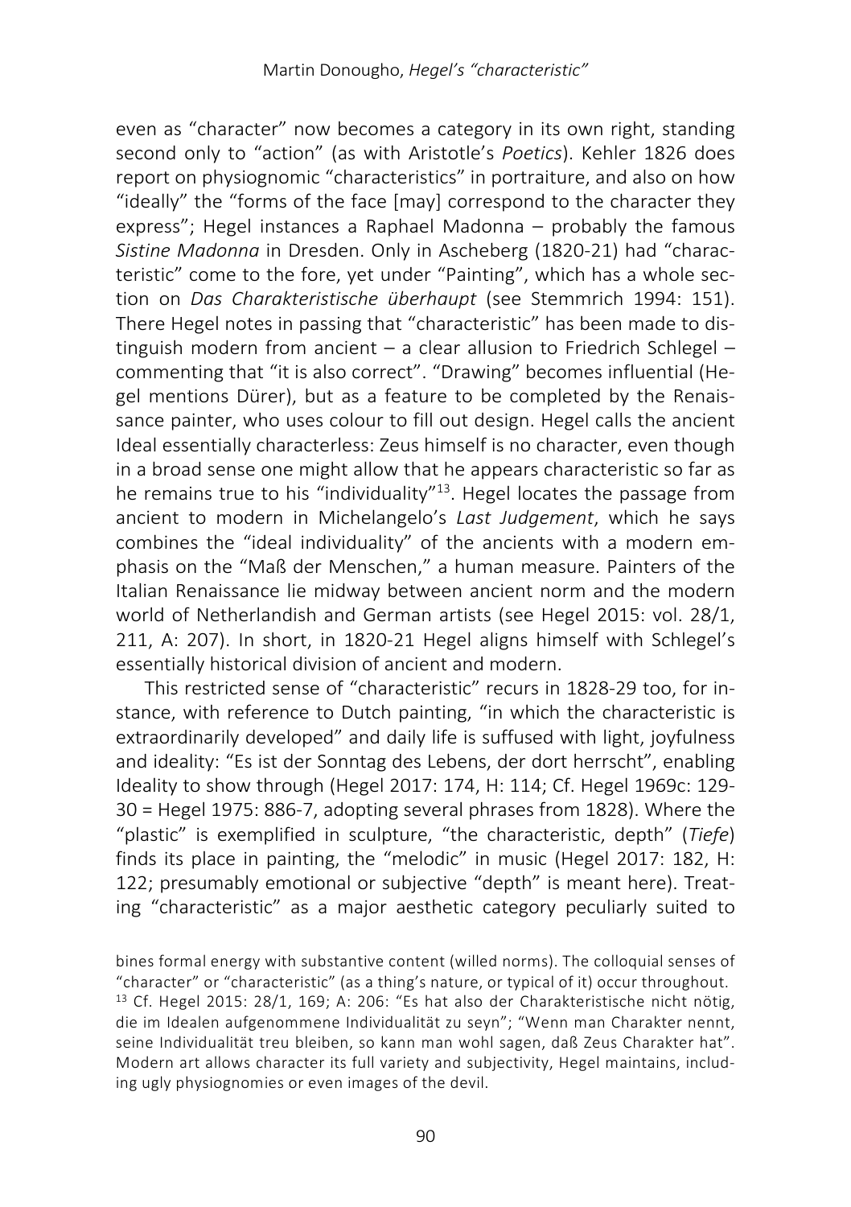even as "character" now becomes a category in its own right, standing second only to "action" (as with Aristotle's *Poetics*). Kehler 1826 does report on physiognomic "characteristics" in portraiture, and also on how "ideally" the "forms of the face [may] correspond to the character they express"; Hegel instances a Raphael Madonna – probably the famous *Sistine Madonna* in Dresden. Only in Ascheberg (1820-21) had "characteristic" come to the fore, yet under "Painting", which has a whole section on *Das Charakteristische überhaupt* (see Stemmrich 1994: 151). There Hegel notes in passing that "characteristic" has been made to distinguish modern from ancient – a clear allusion to Friedrich Schlegel – commenting that "it is also correct". "Drawing" becomes influential (Hegel mentions Dürer), but as a feature to be completed by the Renaissance painter, who uses colour to fill out design. Hegel calls the ancient Ideal essentially characterless: Zeus himself is no character, even though in a broad sense one might allow that he appears characteristic so far as he remains true to his "individuality"[13]. Hegel locates the passage from ancient to modern in Michelangelo's *Last Judgement*, which he says combines the "ideal individuality" of the ancients with a modern emphasis on the "Maß der Menschen," a human measure. Painters of the Italian Renaissance lie midway between ancient norm and the modern world of Netherlandish and German artists (see Hegel 2015: vol. 28/1, 211, A: 207). In short, in 1820-21 Hegel aligns himself with Schlegel's essentially historical division of ancient and modern.

This restricted sense of "characteristic" recurs in 1828-29 too, for instance, with reference to Dutch painting, "in which the characteristic is extraordinarily developed" and daily life is suffused with light, joyfulness and ideality: "Es ist der Sonntag des Lebens, der dort herrscht", enabling Ideality to show through (Hegel 2017: 174, H: 114; Cf. Hegel 1969c: 129-30 = Hegel 1975: 886-7, adopting several phrases from 1828). Where the "plastic" is exemplified in sculpture, "the characteristic, depth" (*Tiefe*) finds its place in painting, the "melodic" in music (Hegel 2017: 182, H: 122; presumably emotional or subjective "depth" is meant here). Treating "characteristic" as a major aesthetic category peculiarly suited to

bines formal energy with substantive content (willed norms). The colloquial senses of "character" or "characteristic" (as a thing's nature, or typical of it) occur throughout.

[13] Cf. Hegel 2015: 28/1, 169; A: 206: "Es hat also der Charakteristische nicht nötig, die im Idealen aufgenommene Individualität zu seyn"; "Wenn man Charakter nennt, seine Individualität treu bleiben, so kann man wohl sagen, daß Zeus Charakter hat". Modern art allows character its full variety and subjectivity, Hegel maintains, including ugly physiognomies or even images of the devil.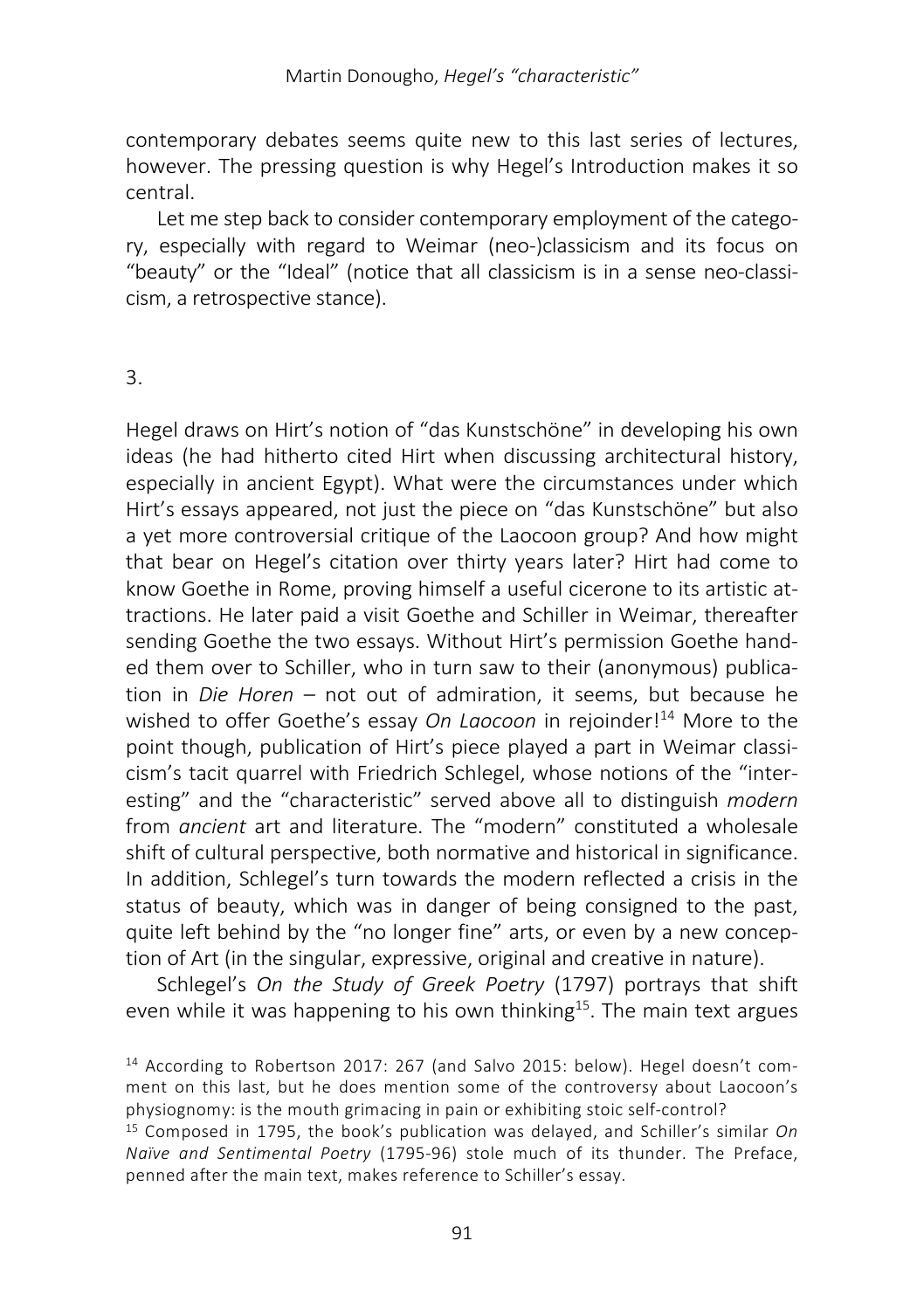contemporary debates seems quite new to this last series of lectures, however. The pressing question is why Hegel's Introduction makes it so central.

Let me step back to consider contemporary employment of the category, especially with regard to Weimar (neo-)classicism and its focus on "beauty" or the "Ideal" (notice that all classicism is in a sense neo-classicism, a retrospective stance).

## 3.

Hegel draws on Hirt's notion of "das Kunstschöne" in developing his own ideas (he had hitherto cited Hirt when discussing architectural history, especially in ancient Egypt). What were the circumstances under which Hirt's essays appeared, not just the piece on "das Kunstschöne" but also a yet more controversial critique of the Laocoon group? And how might that bear on Hegel's citation over thirty years later? Hirt had come to know Goethe in Rome, proving himself a useful cicerone to its artistic attractions. He later paid a visit Goethe and Schiller in Weimar, thereafter sending Goethe the two essays. Without Hirt's permission Goethe handed them over to Schiller, who in turn saw to their (anonymous) publication in *Die Horen* – not out of admiration, it seems, but because he wished to offer Goethe's essay *On Laocoon* in rejoinder![14] More to the point though, publication of Hirt's piece played a part in Weimar classicism's tacit quarrel with Friedrich Schlegel, whose notions of the "interesting" and the "characteristic" served above all to distinguish *modern* from *ancient* art and literature. The "modern" constituted a wholesale shift of cultural perspective, both normative and historical in significance. In addition, Schlegel's turn towards the modern reflected a crisis in the status of beauty, which was in danger of being consigned to the past, quite left behind by the "no longer fine" arts, or even by a new conception of Art (in the singular, expressive, original and creative in nature).

Schlegel's *On the Study of Greek Poetry* (1797) portrays that shift even while it was happening to his own thinking[15]. The main text argues

[14] According to Robertson 2017: 267 (and Salvo 2015: below). Hegel doesn't comment on this last, but he does mention some of the controversy about Laocoon's physiognomy: is the mouth grimacing in pain or exhibiting stoic self-control?

[15] Composed in 1795, the book's publication was delayed, and Schiller's similar *On Naïve and Sentimental Poetry* (1795-96) stole much of its thunder. The Preface, penned after the main text, makes reference to Schiller's essay.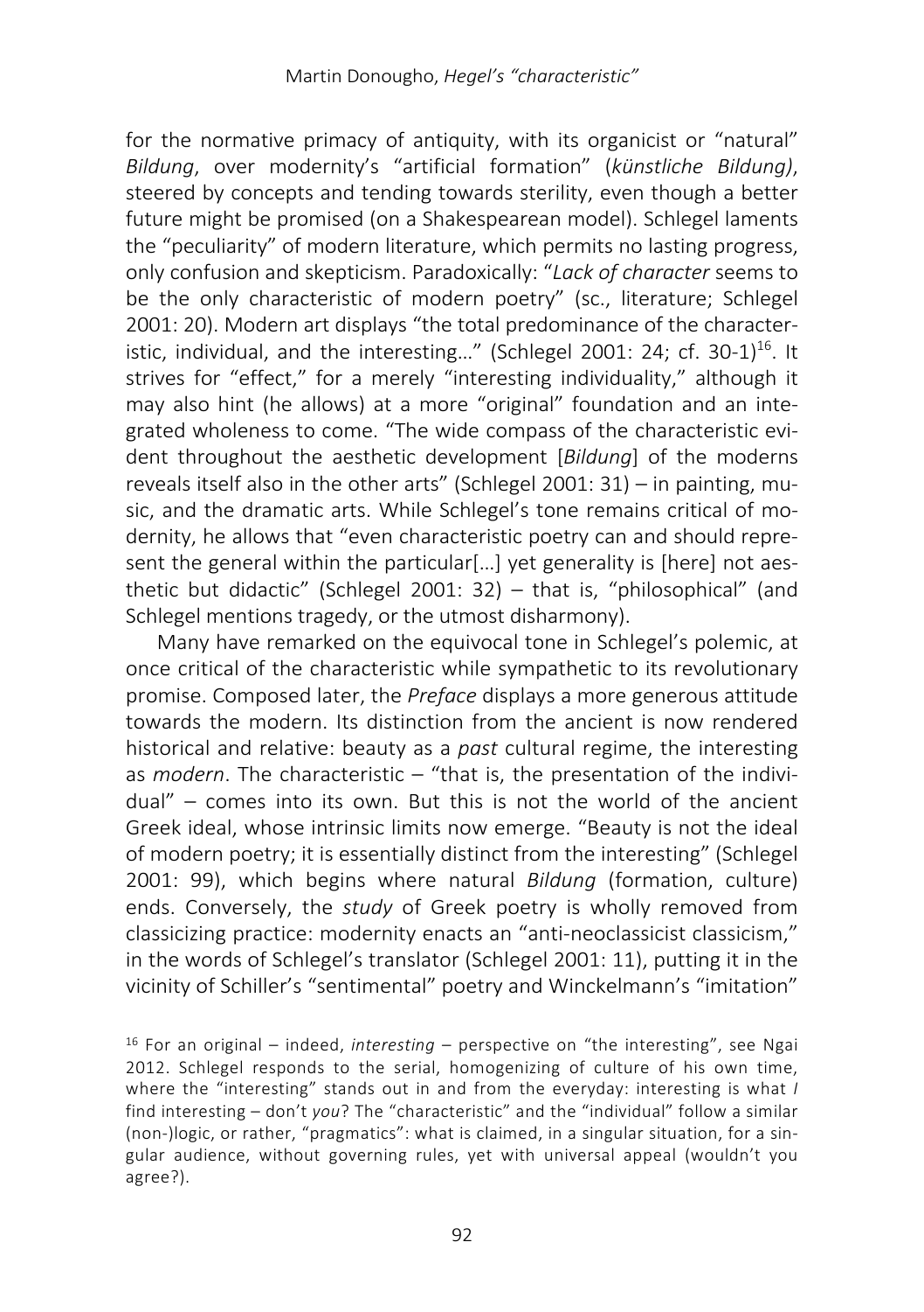for the normative primacy of antiquity, with its organicist or "natural" *Bildung*, over modernity's "artificial formation" (*künstliche Bildung)*, steered by concepts and tending towards sterility, even though a better future might be promised (on a Shakespearean model). Schlegel laments the "peculiarity" of modern literature, which permits no lasting progress, only confusion and skepticism. Paradoxically: "*Lack of character* seems to be the only characteristic of modern poetry" (sc., literature; Schlegel 2001: 20). Modern art displays "the total predominance of the characteristic, individual, and the interesting…" (Schlegel 2001: 24; cf. 30-1)[16]. It strives for "effect," for a merely "interesting individuality," although it may also hint (he allows) at a more "original" foundation and an integrated wholeness to come. "The wide compass of the characteristic evident throughout the aesthetic development [*Bildung*] of the moderns reveals itself also in the other arts" (Schlegel 2001: 31) – in painting, music, and the dramatic arts. While Schlegel's tone remains critical of modernity, he allows that "even characteristic poetry can and should represent the general within the particular[…] yet generality is [here] not aesthetic but didactic" (Schlegel 2001: 32) – that is, "philosophical" (and Schlegel mentions tragedy, or the utmost disharmony).

Many have remarked on the equivocal tone in Schlegel's polemic, at once critical of the characteristic while sympathetic to its revolutionary promise. Composed later, the *Preface* displays a more generous attitude towards the modern. Its distinction from the ancient is now rendered historical and relative: beauty as a *past* cultural regime, the interesting as *modern*. The characteristic – "that is, the presentation of the individual" – comes into its own. But this is not the world of the ancient Greek ideal, whose intrinsic limits now emerge. "Beauty is not the ideal of modern poetry; it is essentially distinct from the interesting" (Schlegel 2001: 99), which begins where natural *Bildung* (formation, culture) ends. Conversely, the *study* of Greek poetry is wholly removed from classicizing practice: modernity enacts an "anti-neoclassicist classicism," in the words of Schlegel's translator (Schlegel 2001: 11), putting it in the vicinity of Schiller's "sentimental" poetry and Winckelmann's "imitation"

[16] For an original – indeed, *interesting* – perspective on "the interesting", see Ngai 2012. Schlegel responds to the serial, homogenizing of culture of his own time, where the "interesting" stands out in and from the everyday: interesting is what *I* find interesting – don't *you*? The "characteristic" and the "individual" follow a similar (non-)logic, or rather, "pragmatics": what is claimed, in a singular situation, for a singular audience, without governing rules, yet with universal appeal (wouldn't you agree?).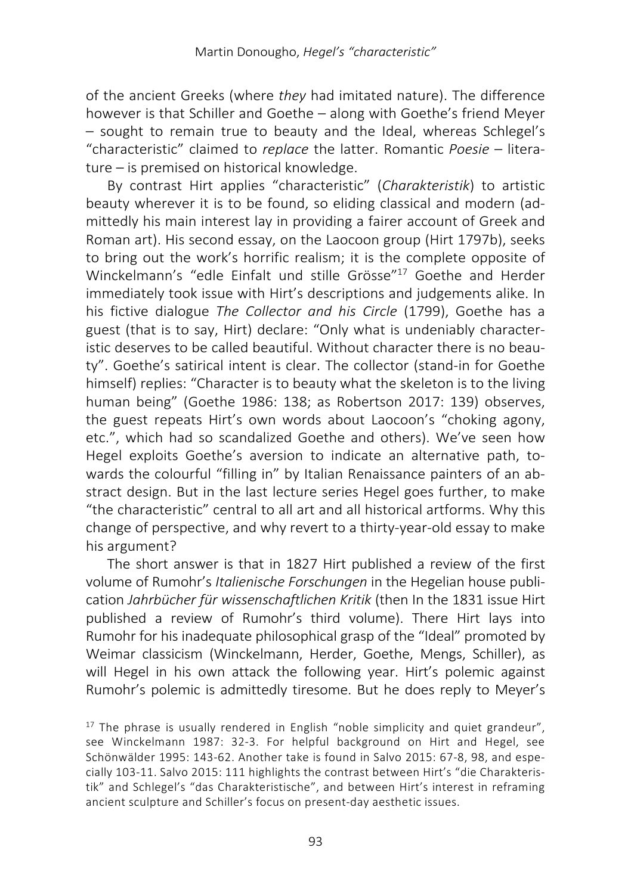of the ancient Greeks (where *they* had imitated nature). The difference however is that Schiller and Goethe – along with Goethe's friend Meyer – sought to remain true to beauty and the Ideal, whereas Schlegel's "characteristic" claimed to *replace* the latter. Romantic *Poesie* – literature – is premised on historical knowledge.

By contrast Hirt applies "characteristic" (*Charakteristik*) to artistic beauty wherever it is to be found, so eliding classical and modern (admittedly his main interest lay in providing a fairer account of Greek and Roman art). His second essay, on the Laocoon group (Hirt 1797b), seeks to bring out the work's horrific realism; it is the complete opposite of Winckelmann's "edle Einfalt und stille Grösse"[17] Goethe and Herder immediately took issue with Hirt's descriptions and judgements alike. In his fictive dialogue *The Collector and his Circle* (1799), Goethe has a guest (that is to say, Hirt) declare: "Only what is undeniably characteristic deserves to be called beautiful. Without character there is no beauty". Goethe's satirical intent is clear. The collector (stand-in for Goethe himself) replies: "Character is to beauty what the skeleton is to the living human being" (Goethe 1986: 138; as Robertson 2017: 139) observes, the guest repeats Hirt's own words about Laocoon's "choking agony, etc.", which had so scandalized Goethe and others). We've seen how Hegel exploits Goethe's aversion to indicate an alternative path, towards the colourful "filling in" by Italian Renaissance painters of an abstract design. But in the last lecture series Hegel goes further, to make "the characteristic" central to all art and all historical artforms. Why this change of perspective, and why revert to a thirty-year-old essay to make his argument?

The short answer is that in 1827 Hirt published a review of the first volume of Rumohr's *Italienische Forschungen* in the Hegelian house publication *Jahrbücher für wissenschaftlichen Kritik* (then In the 1831 issue Hirt published a review of Rumohr's third volume). There Hirt lays into Rumohr for his inadequate philosophical grasp of the "Ideal" promoted by Weimar classicism (Winckelmann, Herder, Goethe, Mengs, Schiller), as will Hegel in his own attack the following year. Hirt's polemic against Rumohr's polemic is admittedly tiresome. But he does reply to Meyer's

[17] The phrase is usually rendered in English "noble simplicity and quiet grandeur", see Winckelmann 1987: 32-3. For helpful background on Hirt and Hegel, see Schönwälder 1995: 143-62. Another take is found in Salvo 2015: 67-8, 98, and especially 103-11. Salvo 2015: 111 highlights the contrast between Hirt's "die Charakteristik" and Schlegel's "das Charakteristische", and between Hirt's interest in reframing ancient sculpture and Schiller's focus on present-day aesthetic issues.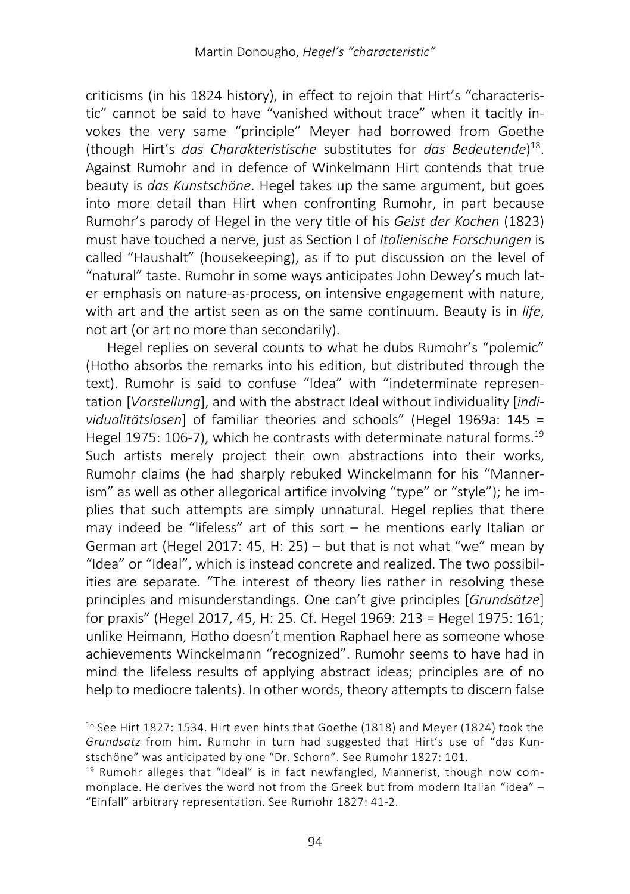criticisms (in his 1824 history), in effect to rejoin that Hirt's "characteristic" cannot be said to have "vanished without trace" when it tacitly invokes the very same "principle" Meyer had borrowed from Goethe (though Hirt's *das Charakteristische* substitutes for *das Bedeutende*)[18]. Against Rumohr and in defence of Winkelmann Hirt contends that true beauty is *das Kunstschöne*. Hegel takes up the same argument, but goes into more detail than Hirt when confronting Rumohr, in part because Rumohr's parody of Hegel in the very title of his *Geist der Kochen* (1823) must have touched a nerve, just as Section I of *Italienische Forschungen* is called "Haushalt" (housekeeping), as if to put discussion on the level of "natural" taste. Rumohr in some ways anticipates John Dewey's much later emphasis on nature-as-process, on intensive engagement with nature, with art and the artist seen as on the same continuum. Beauty is in *life*, not art (or art no more than secondarily).

Hegel replies on several counts to what he dubs Rumohr's "polemic" (Hotho absorbs the remarks into his edition, but distributed through the text). Rumohr is said to confuse "Idea" with "indeterminate representation [*Vorstellung*], and with the abstract Ideal without individuality [*individualitätslosen*] of familiar theories and schools" (Hegel 1969a: 145 = Hegel 1975: 106-7), which he contrasts with determinate natural forms.[19] Such artists merely project their own abstractions into their works, Rumohr claims (he had sharply rebuked Winckelmann for his "Mannerism" as well as other allegorical artifice involving "type" or "style"); he implies that such attempts are simply unnatural. Hegel replies that there may indeed be "lifeless" art of this sort – he mentions early Italian or German art (Hegel 2017: 45, H: 25) – but that is not what "we" mean by "Idea" or "Ideal", which is instead concrete and realized. The two possibilities are separate. "The interest of theory lies rather in resolving these principles and misunderstandings. One can't give principles [*Grundsätze*] for praxis" (Hegel 2017, 45, H: 25. Cf. Hegel 1969: 213 = Hegel 1975: 161; unlike Heimann, Hotho doesn't mention Raphael here as someone whose achievements Winckelmann "recognized". Rumohr seems to have had in mind the lifeless results of applying abstract ideas; principles are of no help to mediocre talents). In other words, theory attempts to discern false

[18] See Hirt 1827: 1534. Hirt even hints that Goethe (1818) and Meyer (1824) took the *Grundsatz* from him. Rumohr in turn had suggested that Hirt's use of "das Kunstschöne" was anticipated by one "Dr. Schorn". See Rumohr 1827: 101.

[19] Rumohr alleges that "Ideal" is in fact newfangled, Mannerist, though now commonplace. He derives the word not from the Greek but from modern Italian "idea" – "Einfall" arbitrary representation. See Rumohr 1827: 41-2.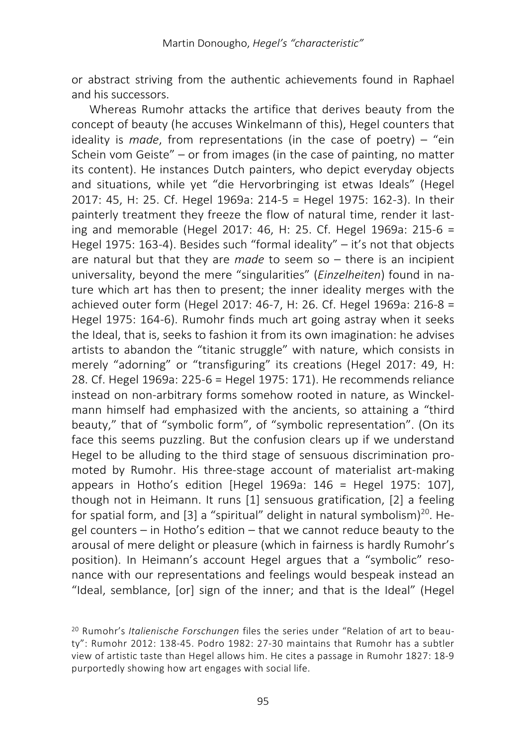or abstract striving from the authentic achievements found in Raphael and his successors.

Whereas Rumohr attacks the artifice that derives beauty from the concept of beauty (he accuses Winkelmann of this), Hegel counters that ideality is *made*, from representations (in the case of poetry) – "ein Schein vom Geiste" – or from images (in the case of painting, no matter its content). He instances Dutch painters, who depict everyday objects and situations, while yet "die Hervorbringing ist etwas Ideals" (Hegel 2017: 45, H: 25. Cf. Hegel 1969a: 214-5 = Hegel 1975: 162-3). In their painterly treatment they freeze the flow of natural time, render it lasting and memorable (Hegel 2017: 46, H: 25. Cf. Hegel 1969a: 215-6 = Hegel 1975: 163-4). Besides such "formal ideality" – it's not that objects are natural but that they are *made* to seem so – there is an incipient universality, beyond the mere "singularities" (*Einzelheiten*) found in nature which art has then to present; the inner ideality merges with the achieved outer form (Hegel 2017: 46-7, H: 26. Cf. Hegel 1969a: 216-8 = Hegel 1975: 164-6). Rumohr finds much art going astray when it seeks the Ideal, that is, seeks to fashion it from its own imagination: he advises artists to abandon the "titanic struggle" with nature, which consists in merely "adorning" or "transfiguring" its creations (Hegel 2017: 49, H: 28. Cf. Hegel 1969a: 225-6 = Hegel 1975: 171). He recommends reliance instead on non-arbitrary forms somehow rooted in nature, as Winckelmann himself had emphasized with the ancients, so attaining a "third beauty," that of "symbolic form", of "symbolic representation". (On its face this seems puzzling. But the confusion clears up if we understand Hegel to be alluding to the third stage of sensuous discrimination promoted by Rumohr. His three-stage account of materialist art-making appears in Hotho's edition [Hegel 1969a: 146 = Hegel 1975: 107], though not in Heimann. It runs [1] sensuous gratification, [2] a feeling for spatial form, and [3] a "spiritual" delight in natural symbolism)[20]. Hegel counters – in Hotho's edition – that we cannot reduce beauty to the arousal of mere delight or pleasure (which in fairness is hardly Rumohr's position). In Heimann's account Hegel argues that a "symbolic" resonance with our representations and feelings would bespeak instead an "Ideal, semblance, [or] sign of the inner; and that is the Ideal" (Hegel

[20] Rumohr's *Italienische Forschungen* files the series under "Relation of art to beauty": Rumohr 2012: 138-45. Podro 1982: 27-30 maintains that Rumohr has a subtler view of artistic taste than Hegel allows him. He cites a passage in Rumohr 1827: 18-9 purportedly showing how art engages with social life.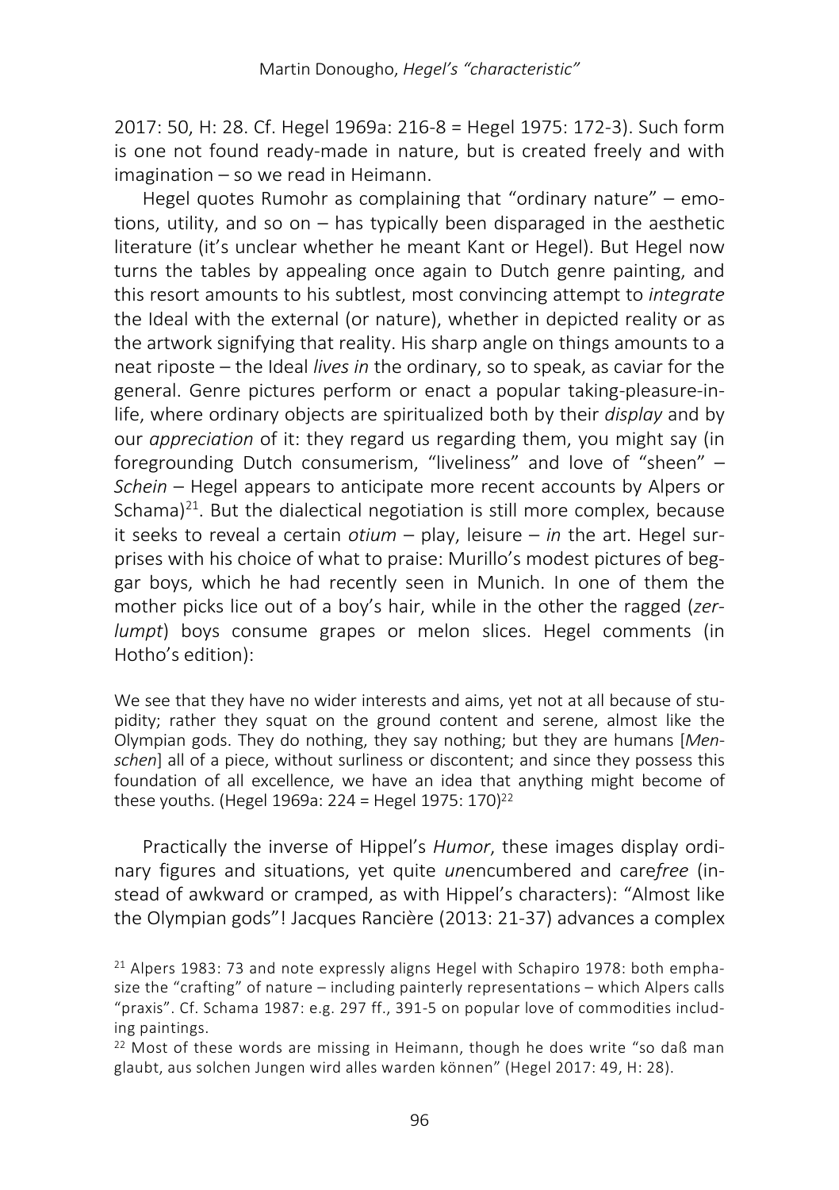2017: 50, H: 28. Cf. Hegel 1969a: 216-8 = Hegel 1975: 172-3). Such form is one not found ready-made in nature, but is created freely and with imagination – so we read in Heimann.

Hegel quotes Rumohr as complaining that "ordinary nature" – emotions, utility, and so on – has typically been disparaged in the aesthetic literature (it's unclear whether he meant Kant or Hegel). But Hegel now turns the tables by appealing once again to Dutch genre painting, and this resort amounts to his subtlest, most convincing attempt to *integrate* the Ideal with the external (or nature), whether in depicted reality or as the artwork signifying that reality. His sharp angle on things amounts to a neat riposte – the Ideal *lives in* the ordinary, so to speak, as caviar for the general. Genre pictures perform or enact a popular taking-pleasure-in-life, where ordinary objects are spiritualized both by their *display* and by our *appreciation* of it: they regard us regarding them, you might say (in foregrounding Dutch consumerism, "liveliness" and love of "sheen" – *Schein* – Hegel appears to anticipate more recent accounts by Alpers or Schama)[21]. But the dialectical negotiation is still more complex, because it seeks to reveal a certain *otium* – play, leisure – *in* the art. Hegel surprises with his choice of what to praise: Murillo's modest pictures of beggar boys, which he had recently seen in Munich. In one of them the mother picks lice out of a boy's hair, while in the other the ragged (*zerlumpt*) boys consume grapes or melon slices. Hegel comments (in Hotho's edition):

> We see that they have no wider interests and aims, yet not at all because of stupidity; rather they squat on the ground content and serene, almost like the Olympian gods. They do nothing, they say nothing; but they are humans [*Menschen*] all of a piece, without surliness or discontent; and since they possess this foundation of all excellence, we have an idea that anything might become of these youths. (Hegel 1969a: 224 = Hegel 1975: 170)[22]

Practically the inverse of Hippel's *Humor*, these images display ordinary figures and situations, yet quite *un*encumbered and care*free* (instead of awkward or cramped, as with Hippel's characters): "Almost like the Olympian gods"! Jacques Rancière (2013: 21-37) advances a complex

[21] Alpers 1983: 73 and note expressly aligns Hegel with Schapiro 1978: both emphasize the "crafting" of nature – including painterly representations – which Alpers calls "praxis". Cf. Schama 1987: e.g. 297 ff., 391-5 on popular love of commodities including paintings.

[22] Most of these words are missing in Heimann, though he does write "so daß man glaubt, aus solchen Jungen wird alles warden können" (Hegel 2017: 49, H: 28).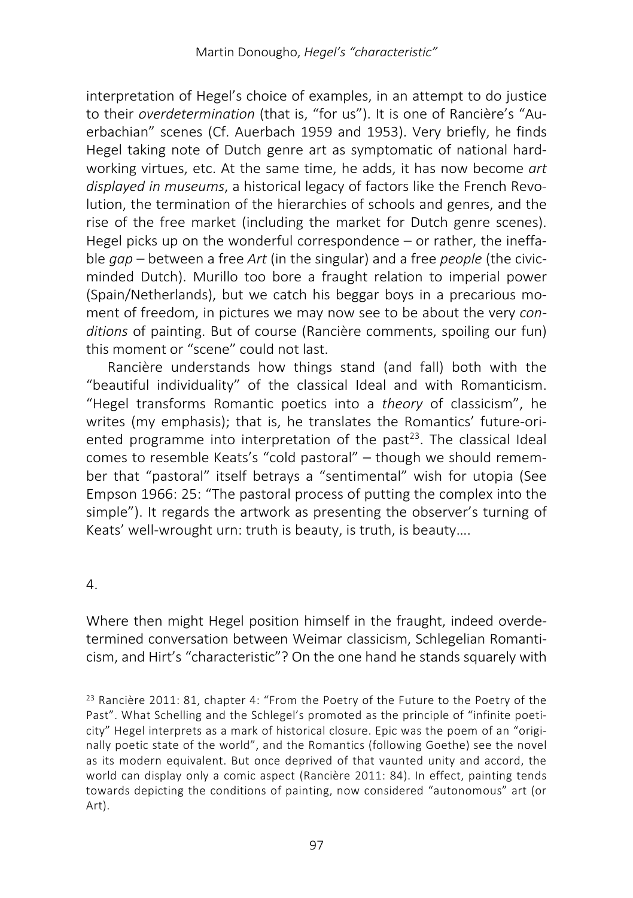interpretation of Hegel's choice of examples, in an attempt to do justice to their *overdetermination* (that is, "for us"). It is one of Rancière's "Auerbachian" scenes (Cf. Auerbach 1959 and 1953). Very briefly, he finds Hegel taking note of Dutch genre art as symptomatic of national hard-working virtues, etc. At the same time, he adds, it has now become *art displayed in museums*, a historical legacy of factors like the French Revolution, the termination of the hierarchies of schools and genres, and the rise of the free market (including the market for Dutch genre scenes). Hegel picks up on the wonderful correspondence – or rather, the ineffable *gap* – between a free *Art* (in the singular) and a free *people* (the civic-minded Dutch). Murillo too bore a fraught relation to imperial power (Spain/Netherlands), but we catch his beggar boys in a precarious moment of freedom, in pictures we may now see to be about the very *conditions* of painting. But of course (Rancière comments, spoiling our fun) this moment or "scene" could not last.

Rancière understands how things stand (and fall) both with the "beautiful individuality" of the classical Ideal and with Romanticism. "Hegel transforms Romantic poetics into a *theory* of classicism", he writes (my emphasis); that is, he translates the Romantics' future-oriented programme into interpretation of the past[23]. The classical Ideal comes to resemble Keats's "cold pastoral" – though we should remember that "pastoral" itself betrays a "sentimental" wish for utopia (See Empson 1966: 25: "The pastoral process of putting the complex into the simple"). It regards the artwork as presenting the observer's turning of Keats' well-wrought urn: truth is beauty, is truth, is beauty….

## 4.

Where then might Hegel position himself in the fraught, indeed overdetermined conversation between Weimar classicism, Schlegelian Romanticism, and Hirt's "characteristic"? On the one hand he stands squarely with

[23] Rancière 2011: 81, chapter 4: "From the Poetry of the Future to the Poetry of the Past". What Schelling and the Schlegel's promoted as the principle of "infinite poeticity" Hegel interprets as a mark of historical closure. Epic was the poem of an "originally poetic state of the world", and the Romantics (following Goethe) see the novel as its modern equivalent. But once deprived of that vaunted unity and accord, the world can display only a comic aspect (Rancière 2011: 84). In effect, painting tends towards depicting the conditions of painting, now considered "autonomous" art (or Art).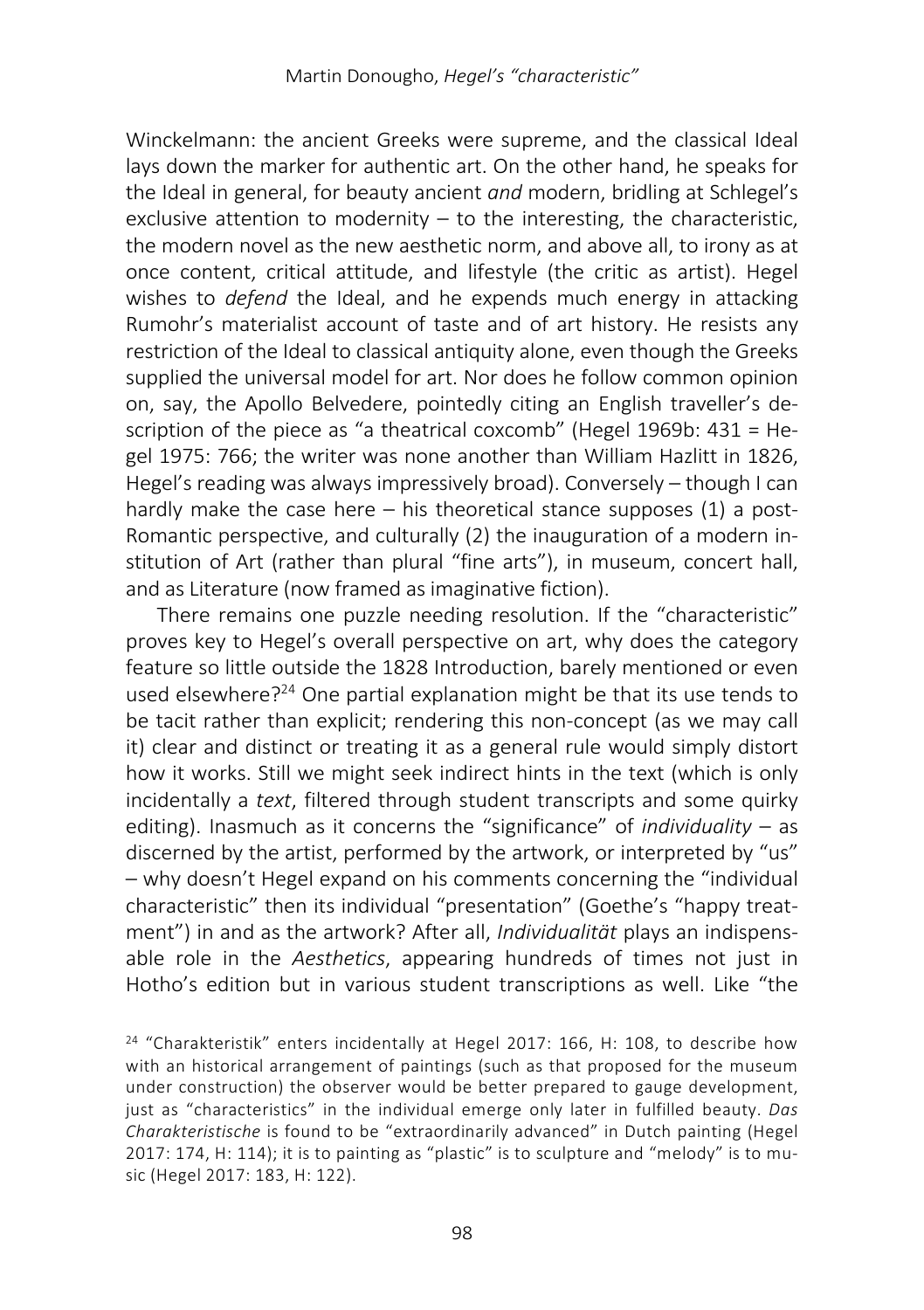Winckelmann: the ancient Greeks were supreme, and the classical Ideal lays down the marker for authentic art. On the other hand, he speaks for the Ideal in general, for beauty ancient *and* modern, bridling at Schlegel's exclusive attention to modernity – to the interesting, the characteristic, the modern novel as the new aesthetic norm, and above all, to irony as at once content, critical attitude, and lifestyle (the critic as artist). Hegel wishes to *defend* the Ideal, and he expends much energy in attacking Rumohr's materialist account of taste and of art history. He resists any restriction of the Ideal to classical antiquity alone, even though the Greeks supplied the universal model for art. Nor does he follow common opinion on, say, the Apollo Belvedere, pointedly citing an English traveller's description of the piece as "a theatrical coxcomb" (Hegel 1969b: 431 = Hegel 1975: 766; the writer was none another than William Hazlitt in 1826, Hegel's reading was always impressively broad). Conversely – though I can hardly make the case here – his theoretical stance supposes (1) a post-Romantic perspective, and culturally (2) the inauguration of a modern institution of Art (rather than plural "fine arts"), in museum, concert hall, and as Literature (now framed as imaginative fiction).

There remains one puzzle needing resolution. If the "characteristic" proves key to Hegel's overall perspective on art, why does the category feature so little outside the 1828 Introduction, barely mentioned or even used elsewhere?[24] One partial explanation might be that its use tends to be tacit rather than explicit; rendering this non-concept (as we may call it) clear and distinct or treating it as a general rule would simply distort how it works. Still we might seek indirect hints in the text (which is only incidentally a *text*, filtered through student transcripts and some quirky editing). Inasmuch as it concerns the "significance" of *individuality* – as discerned by the artist, performed by the artwork, or interpreted by "us" – why doesn't Hegel expand on his comments concerning the "individual characteristic" then its individual "presentation" (Goethe's "happy treatment") in and as the artwork? After all, *Individualität* plays an indispensable role in the *Aesthetics*, appearing hundreds of times not just in Hotho's edition but in various student transcriptions as well. Like "the

[24] "Charakteristik" enters incidentally at Hegel 2017: 166, H: 108, to describe how with an historical arrangement of paintings (such as that proposed for the museum under construction) the observer would be better prepared to gauge development, just as "characteristics" in the individual emerge only later in fulfilled beauty. *Das Charakteristische* is found to be "extraordinarily advanced" in Dutch painting (Hegel 2017: 174, H: 114); it is to painting as "plastic" is to sculpture and "melody" is to music (Hegel 2017: 183, H: 122).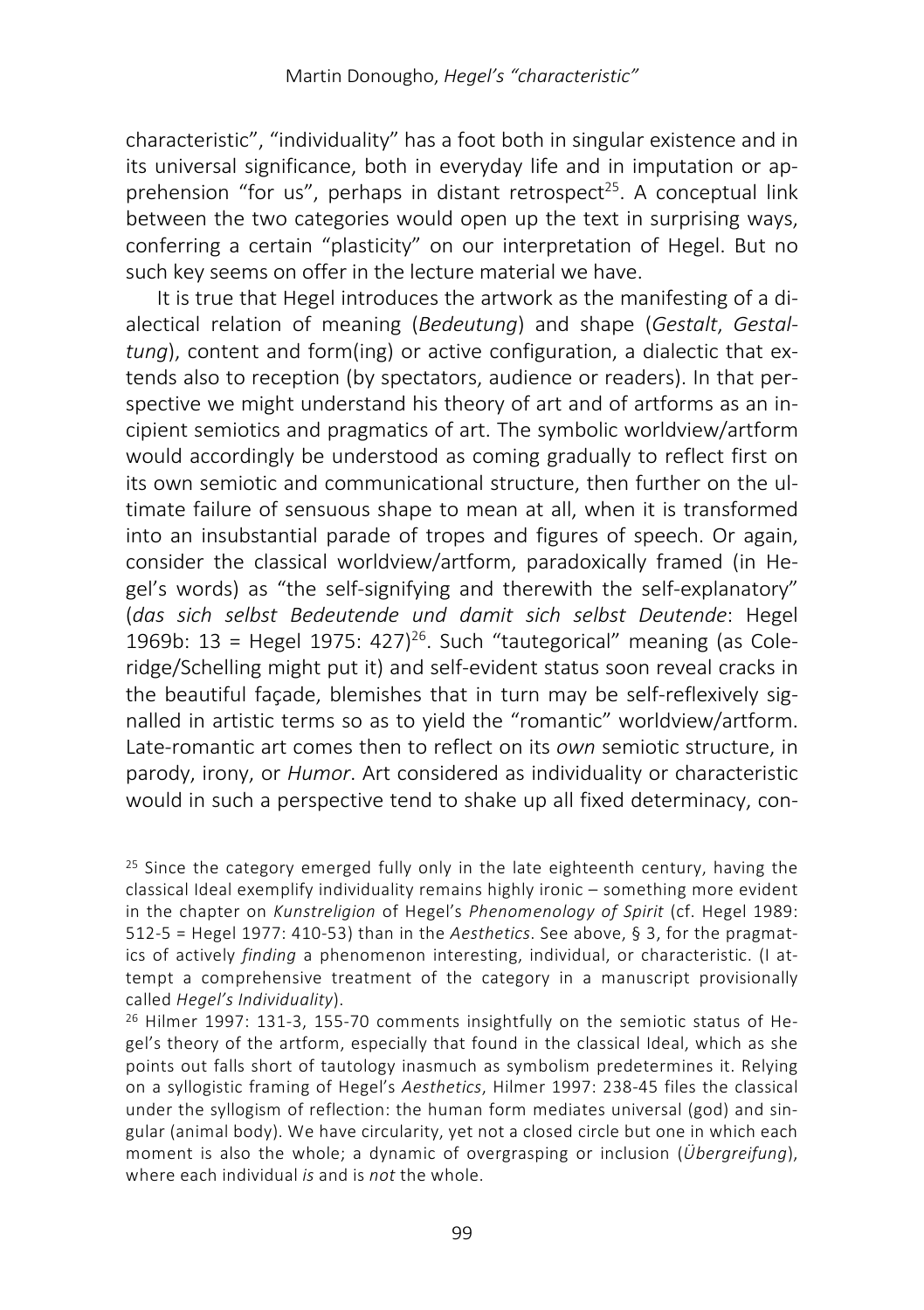characteristic", "individuality" has a foot both in singular existence and in its universal significance, both in everyday life and in imputation or apprehension "for us", perhaps in distant retrospect[25]. A conceptual link between the two categories would open up the text in surprising ways, conferring a certain "plasticity" on our interpretation of Hegel. But no such key seems on offer in the lecture material we have.

It is true that Hegel introduces the artwork as the manifesting of a dialectical relation of meaning (*Bedeutung*) and shape (*Gestalt*, *Gestaltung*), content and form(ing) or active configuration, a dialectic that extends also to reception (by spectators, audience or readers). In that perspective we might understand his theory of art and of artforms as an incipient semiotics and pragmatics of art. The symbolic worldview/artform would accordingly be understood as coming gradually to reflect first on its own semiotic and communicational structure, then further on the ultimate failure of sensuous shape to mean at all, when it is transformed into an insubstantial parade of tropes and figures of speech. Or again, consider the classical worldview/artform, paradoxically framed (in Hegel's words) as "the self-signifying and therewith the self-explanatory" (*das sich selbst Bedeutende und damit sich selbst Deutende*: Hegel 1969b: 13 = Hegel 1975: 427)[26]. Such "tautegorical" meaning (as Coleridge/Schelling might put it) and self-evident status soon reveal cracks in the beautiful façade, blemishes that in turn may be self-reflexively signalled in artistic terms so as to yield the "romantic" worldview/artform. Late-romantic art comes then to reflect on its *own* semiotic structure, in parody, irony, or *Humor*. Art considered as individuality or characteristic would in such a perspective tend to shake up all fixed determinacy, con-

[25] Since the category emerged fully only in the late eighteenth century, having the classical Ideal exemplify individuality remains highly ironic – something more evident in the chapter on *Kunstreligion* of Hegel's *Phenomenology of Spirit* (cf. Hegel 1989: 512-5 = Hegel 1977: 410-53) than in the *Aesthetics*. See above, § 3, for the pragmatics of actively *finding* a phenomenon interesting, individual, or characteristic. (I attempt a comprehensive treatment of the category in a manuscript provisionally called *Hegel's Individuality*).

[26] Hilmer 1997: 131-3, 155-70 comments insightfully on the semiotic status of Hegel's theory of the artform, especially that found in the classical Ideal, which as she points out falls short of tautology inasmuch as symbolism predetermines it. Relying on a syllogistic framing of Hegel's *Aesthetics*, Hilmer 1997: 238-45 files the classical under the syllogism of reflection: the human form mediates universal (god) and singular (animal body). We have circularity, yet not a closed circle but one in which each moment is also the whole; a dynamic of overgrasping or inclusion (*Übergreifung*), where each individual *is* and is *not* the whole.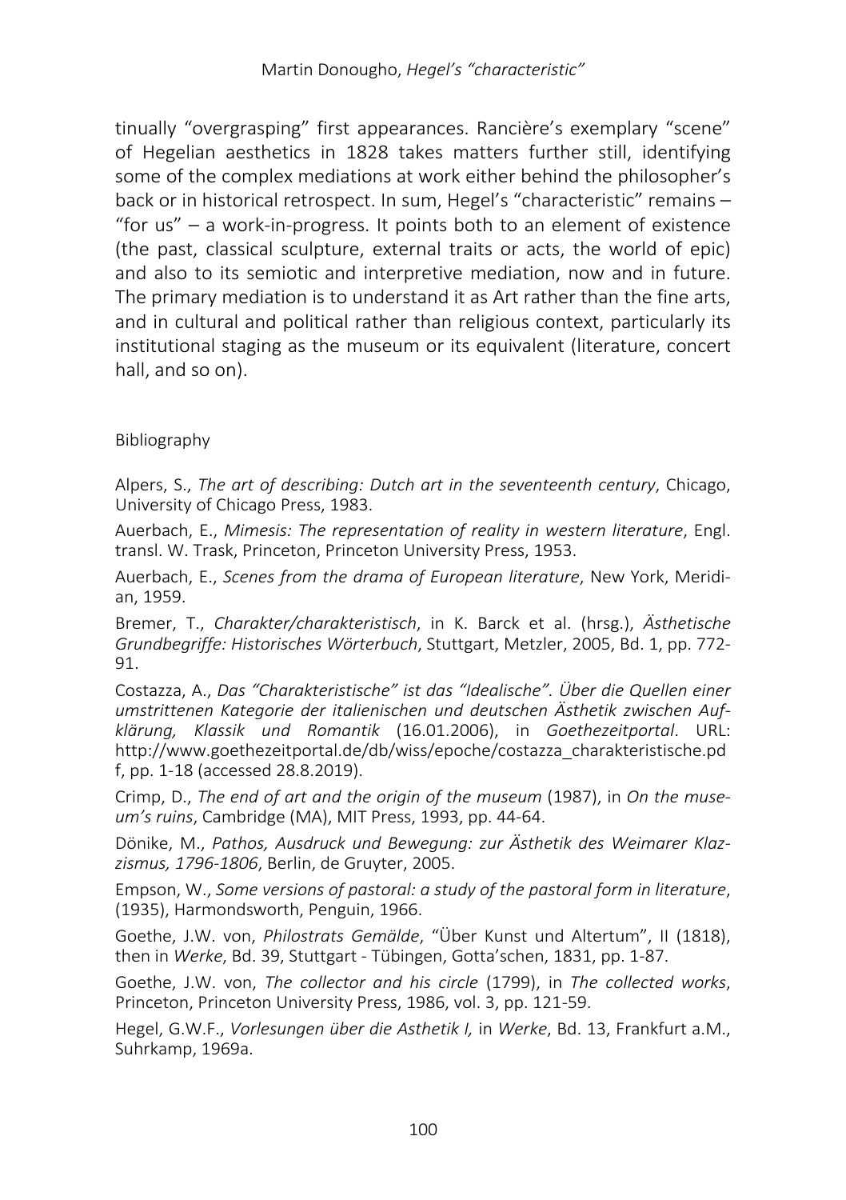tinually "overgrasping" first appearances. Rancière's exemplary "scene" of Hegelian aesthetics in 1828 takes matters further still, identifying some of the complex mediations at work either behind the philosopher's back or in historical retrospect. In sum, Hegel's "characteristic" remains – "for us" – a work-in-progress. It points both to an element of existence (the past, classical sculpture, external traits or acts, the world of epic) and also to its semiotic and interpretive mediation, now and in future. The primary mediation is to understand it as Art rather than the fine arts, and in cultural and political rather than religious context, particularly its institutional staging as the museum or its equivalent (literature, concert hall, and so on).

## Bibliography

Alpers, S., *The art of describing: Dutch art in the seventeenth century*, Chicago, University of Chicago Press, 1983.

Auerbach, E., *Mimesis: The representation of reality in western literature*, Engl. transl. W. Trask, Princeton, Princeton University Press, 1953.

Auerbach, E., *Scenes from the drama of European literature*, New York, Meridian, 1959.

Bremer, T., *Charakter/charakteristisch*, in K. Barck et al. (hrsg.), *Ästhetische Grundbegriffe: Historisches Wörterbuch*, Stuttgart, Metzler, 2005, Bd. 1, pp. 772-91.

Costazza, A., *Das "Charakteristische" ist das "Idealische". Über die Quellen einer umstrittenen Kategorie der italienischen und deutschen Ästhetik zwischen Aufklärung, Klassik und Romantik* (16.01.2006), in *Goethezeitportal*. URL: http://www.goethezeitportal.de/db/wiss/epoche/costazza_charakteristische.pdf, pp. 1-18 (accessed 28.8.2019).

Crimp, D., *The end of art and the origin of the museum* (1987), in *On the museum's ruins*, Cambridge (MA), MIT Press, 1993, pp. 44-64.

Dönike, M., *Pathos, Ausdruck und Bewegung: zur Ästhetik des Weimarer Klazzismus, 1796-1806*, Berlin, de Gruyter, 2005.

Empson, W., *Some versions of pastoral: a study of the pastoral form in literature*, (1935), Harmondsworth, Penguin, 1966.

Goethe, J.W. von, *Philostrats Gemälde*, "Über Kunst und Altertum", II (1818), then in *Werke*, Bd. 39, Stuttgart - Tübingen, Gotta'schen, 1831, pp. 1-87.

Goethe, J.W. von, *The collector and his circle* (1799), in *The collected works*, Princeton, Princeton University Press, 1986, vol. 3, pp. 121-59.

Hegel, G.W.F., *Vorlesungen über die Asthetik I,* in *Werke*, Bd. 13, Frankfurt a.M., Suhrkamp, 1969a.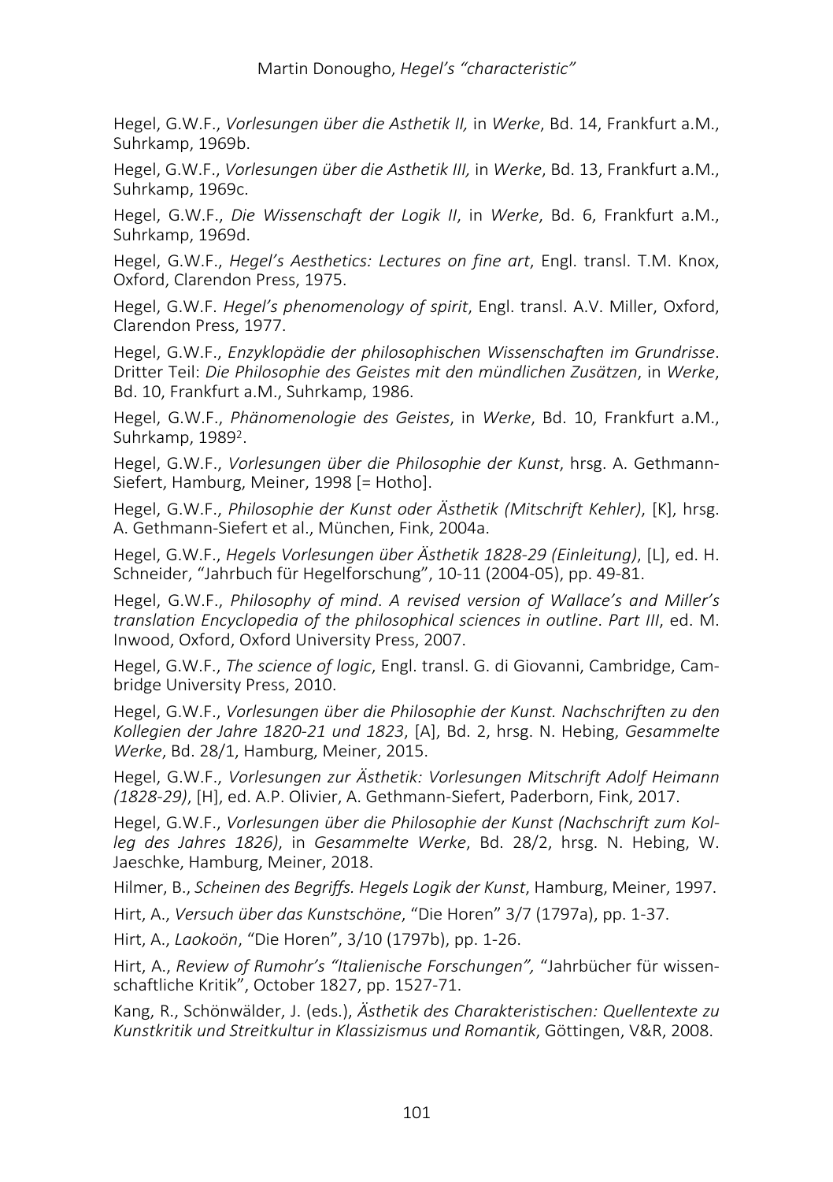Hegel, G.W.F., *Vorlesungen über die Asthetik II,* in *Werke*, Bd. 14, Frankfurt a.M., Suhrkamp, 1969b.

Hegel, G.W.F., *Vorlesungen über die Asthetik III,* in *Werke*, Bd. 13, Frankfurt a.M., Suhrkamp, 1969c.

Hegel, G.W.F., *Die Wissenschaft der Logik II*, in *Werke*, Bd. 6, Frankfurt a.M., Suhrkamp, 1969d.

Hegel, G.W.F., *Hegel's Aesthetics: Lectures on fine art*, Engl. transl. T.M. Knox, Oxford, Clarendon Press, 1975.

Hegel, G.W.F. *Hegel's phenomenology of spirit*, Engl. transl. A.V. Miller, Oxford, Clarendon Press, 1977.

Hegel, G.W.F., *Enzyklopädie der philosophischen Wissenschaften im Grundrisse*. Dritter Teil: *Die Philosophie des Geistes mit den mündlichen Zusätzen*, in *Werke*, Bd. 10, Frankfurt a.M., Suhrkamp, 1986.

Hegel, G.W.F., *Phänomenologie des Geistes*, in *Werke*, Bd. 10, Frankfurt a.M., Suhrkamp, 1989[2].

Hegel, G.W.F., *Vorlesungen über die Philosophie der Kunst*, hrsg. A. Gethmann-Siefert, Hamburg, Meiner, 1998 [= Hotho].

Hegel, G.W.F., *Philosophie der Kunst oder Ästhetik (Mitschrift Kehler)*, [K], hrsg. A. Gethmann-Siefert et al., München, Fink, 2004a.

Hegel, G.W.F., *Hegels Vorlesungen über Ästhetik 1828-29 (Einleitung)*, [L], ed. H. Schneider, "Jahrbuch für Hegelforschung", 10-11 (2004-05), pp. 49-81.

Hegel, G.W.F., *Philosophy of mind*. *A revised version of Wallace's and Miller's translation Encyclopedia of the philosophical sciences in outline*. *Part III*, ed. M. Inwood, Oxford, Oxford University Press, 2007.

Hegel, G.W.F., *The science of logic*, Engl. transl. G. di Giovanni, Cambridge, Cambridge University Press, 2010.

Hegel, G.W.F., *Vorlesungen über die Philosophie der Kunst. Nachschriften zu den Kollegien der Jahre 1820-21 und 1823*, [A], Bd. 2, hrsg. N. Hebing, *Gesammelte Werke*, Bd. 28/1, Hamburg, Meiner, 2015.

Hegel, G.W.F., *Vorlesungen zur Ästhetik: Vorlesungen Mitschrift Adolf Heimann (1828-29)*, [H], ed. A.P. Olivier, A. Gethmann-Siefert, Paderborn, Fink, 2017.

Hegel, G.W.F., *Vorlesungen über die Philosophie der Kunst (Nachschrift zum Kolleg des Jahres 1826)*, in *Gesammelte Werke*, Bd. 28/2, hrsg. N. Hebing, W. Jaeschke, Hamburg, Meiner, 2018.

Hilmer, B., *Scheinen des Begriffs. Hegels Logik der Kunst*, Hamburg, Meiner, 1997.

Hirt, A., *Versuch über das Kunstschöne*, "Die Horen" 3/7 (1797a), pp. 1-37.

Hirt, A., *Laokoön*, "Die Horen", 3/10 (1797b), pp. 1-26.

Hirt, A., *Review of Rumohr's "Italienische Forschungen",* "Jahrbücher für wissenschaftliche Kritik", October 1827, pp. 1527-71.

Kang, R., Schönwälder, J. (eds.), *Ästhetik des Charakteristischen: Quellentexte zu Kunstkritik und Streitkultur in Klassizismus und Romantik*, Göttingen, V&R, 2008.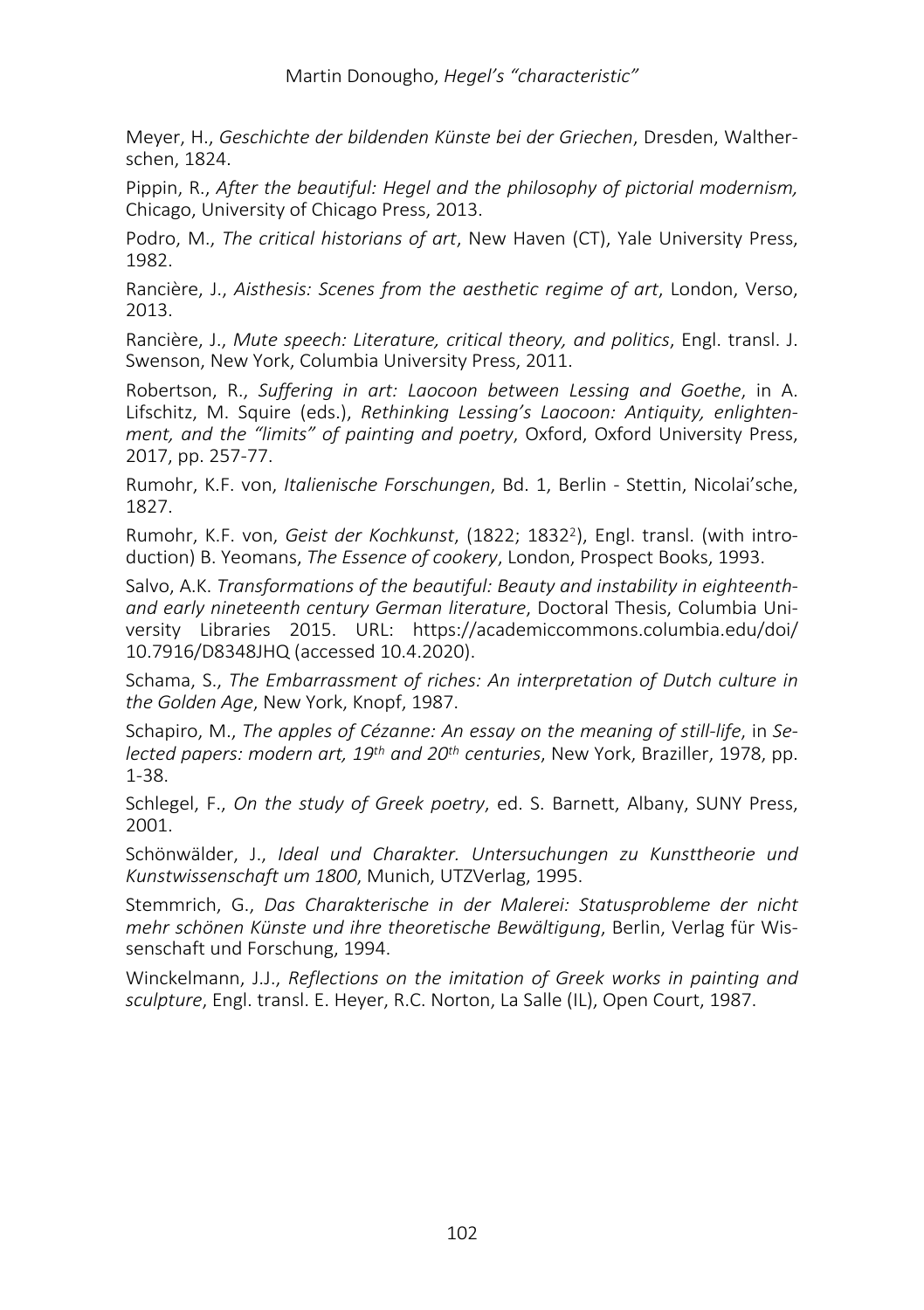Meyer, H., *Geschichte der bildenden Künste bei der Griechen*, Dresden, Waltherschen, 1824.

Pippin, R., *After the beautiful: Hegel and the philosophy of pictorial modernism,* Chicago, University of Chicago Press, 2013.

Podro, M., *The critical historians of art*, New Haven (CT), Yale University Press, 1982.

Rancière, J., *Aisthesis: Scenes from the aesthetic regime of art*, London, Verso, 2013.

Rancière, J., *Mute speech: Literature, critical theory, and politics*, Engl. transl. J. Swenson, New York, Columbia University Press, 2011.

Robertson, R., *Suffering in art: Laocoon between Lessing and Goethe*, in A. Lifschitz, M. Squire (eds.), *Rethinking Lessing's Laocoon: Antiquity, enlightenment, and the "limits" of painting and poetry*, Oxford, Oxford University Press, 2017, pp. 257-77.

Rumohr, K.F. von, *Italienische Forschungen*, Bd. 1, Berlin - Stettin, Nicolai'sche, 1827.

Rumohr, K.F. von, *Geist der Kochkunst*, (1822; 1832[2]), Engl. transl. (with introduction) B. Yeomans, *The Essence of cookery*, London, Prospect Books, 1993.

Salvo, A.K. *Transformations of the beautiful: Beauty and instability in eighteenth- and early nineteenth century German literature*, Doctoral Thesis, Columbia University Libraries 2015. URL: https://academiccommons.columbia.edu/doi/10.7916/D8348JHQ (accessed 10.4.2020).

Schama, S., *The Embarrassment of riches: An interpretation of Dutch culture in the Golden Age*, New York, Knopf, 1987.

Schapiro, M., *The apples of Cézanne: An essay on the meaning of still-life*, in *Selected papers: modern art, 19th and 20th centuries*, New York, Braziller, 1978, pp. 1-38.

Schlegel, F., *On the study of Greek poetry*, ed. S. Barnett, Albany, SUNY Press, 2001.

Schönwälder, J., *Ideal und Charakter. Untersuchungen zu Kunsttheorie und Kunstwissenschaft um 1800*, Munich, UTZVerlag, 1995.

Stemmrich, G., *Das Charakterische in der Malerei: Statusprobleme der nicht mehr schönen Künste und ihre theoretische Bewältigung*, Berlin, Verlag für Wissenschaft und Forschung, 1994.

Winckelmann, J.J., *Reflections on the imitation of Greek works in painting and sculpture*, Engl. transl. E. Heyer, R.C. Norton, La Salle (IL), Open Court, 1987.